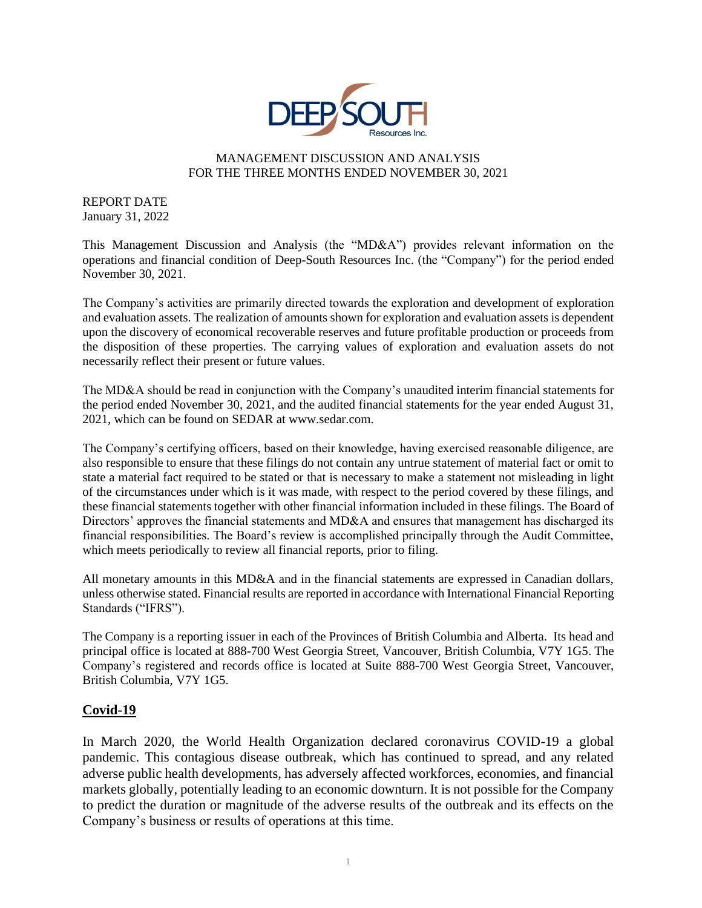DEEP SOUTH Resources Inc.

MANAGEMENT DISCUSSION AND ANALYSIS
FOR THE THREE MONTHS ENDED NOVEMBER 30, 2021

REPORT DATE
January 31, 2022

This Management Discussion and Analysis (the "MD&A") provides relevant information on the operations and financial condition of Deep-South Resources Inc. (the "Company") for the period ended November 30, 2021.

The Company's activities are primarily directed towards the exploration and development of exploration and evaluation assets. The realization of amounts shown for exploration and evaluation assets is dependent upon the discovery of economical recoverable reserves and future profitable production or proceeds from the disposition of these properties. The carrying values of exploration and evaluation assets do not necessarily reflect their present or future values.

The MD&A should be read in conjunction with the Company's unaudited interim financial statements for the period ended November 30, 2021, and the audited financial statements for the year ended August 31, 2021, which can be found on SEDAR at www.sedar.com.

The Company's certifying officers, based on their knowledge, having exercised reasonable diligence, are also responsible to ensure that these filings do not contain any untrue statement of material fact or omit to state a material fact required to be stated or that is necessary to make a statement not misleading in light of the circumstances under which is it was made, with respect to the period covered by these filings, and these financial statements together with other financial information included in these filings. The Board of Directors' approves the financial statements and MD&A and ensures that management has discharged its financial responsibilities. The Board's review is accomplished principally through the Audit Committee, which meets periodically to review all financial reports, prior to filing.

All monetary amounts in this MD&A and in the financial statements are expressed in Canadian dollars, unless otherwise stated. Financial results are reported in accordance with International Financial Reporting Standards ("IFRS").

The Company is a reporting issuer in each of the Provinces of British Columbia and Alberta. Its head and principal office is located at 888-700 West Georgia Street, Vancouver, British Columbia, V7Y 1G5. The Company's registered and records office is located at Suite 888-700 West Georgia Street, Vancouver, British Columbia, V7Y 1G5.

## Covid-19

In March 2020, the World Health Organization declared coronavirus COVID-19 a global pandemic. This contagious disease outbreak, which has continued to spread, and any related adverse public health developments, has adversely affected workforces, economies, and financial markets globally, potentially leading to an economic downturn. It is not possible for the Company to predict the duration or magnitude of the adverse results of the outbreak and its effects on the Company's business or results of operations at this time.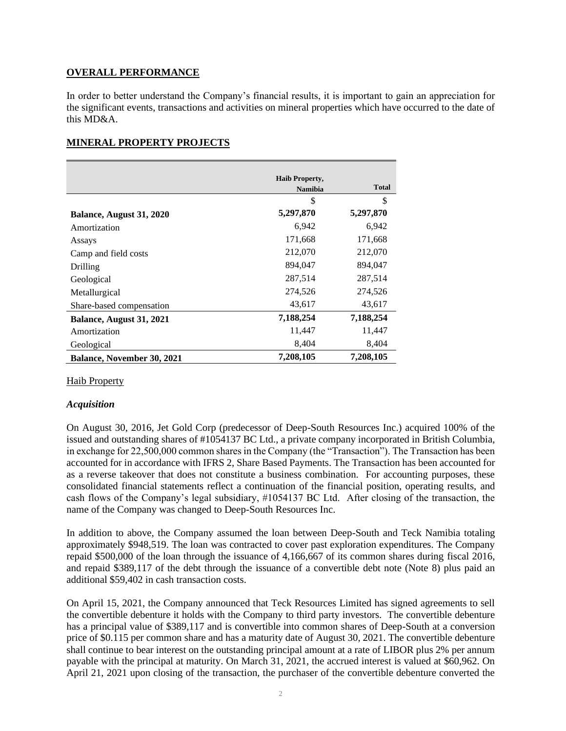## OVERALL PERFORMANCE

In order to better understand the Company's financial results, it is important to gain an appreciation for the significant events, transactions and activities on mineral properties which have occurred to the date of this MD&A.

## MINERAL PROPERTY PROJECTS

| | Haib Property, Namibia | Total |
|---|---|---|
| | $ | $ |
| **Balance, August 31, 2020** | **5,297,870** | **5,297,870** |
| Amortization | 6,942 | 6,942 |
| Assays | 171,668 | 171,668 |
| Camp and field costs | 212,070 | 212,070 |
| Drilling | 894,047 | 894,047 |
| Geological | 287,514 | 287,514 |
| Metallurgical | 274,526 | 274,526 |
| Share-based compensation | 43,617 | 43,617 |
| **Balance, August 31, 2021** | **7,188,254** | **7,188,254** |
| Amortization | 11,447 | 11,447 |
| Geological | 8,404 | 8,404 |
| **Balance, November 30, 2021** | **7,208,105** | **7,208,105** |

Haib Property

### *Acquisition*

On August 30, 2016, Jet Gold Corp (predecessor of Deep-South Resources Inc.) acquired 100% of the issued and outstanding shares of #1054137 BC Ltd., a private company incorporated in British Columbia, in exchange for 22,500,000 common shares in the Company (the "Transaction"). The Transaction has been accounted for in accordance with IFRS 2, Share Based Payments. The Transaction has been accounted for as a reverse takeover that does not constitute a business combination. For accounting purposes, these consolidated financial statements reflect a continuation of the financial position, operating results, and cash flows of the Company's legal subsidiary, #1054137 BC Ltd. After closing of the transaction, the name of the Company was changed to Deep-South Resources Inc.

In addition to above, the Company assumed the loan between Deep-South and Teck Namibia totaling approximately $948,519. The loan was contracted to cover past exploration expenditures. The Company repaid $500,000 of the loan through the issuance of 4,166,667 of its common shares during fiscal 2016, and repaid $389,117 of the debt through the issuance of a convertible debt note (Note 8) plus paid an additional $59,402 in cash transaction costs.

On April 15, 2021, the Company announced that Teck Resources Limited has signed agreements to sell the convertible debenture it holds with the Company to third party investors. The convertible debenture has a principal value of $389,117 and is convertible into common shares of Deep-South at a conversion price of $0.115 per common share and has a maturity date of August 30, 2021. The convertible debenture shall continue to bear interest on the outstanding principal amount at a rate of LIBOR plus 2% per annum payable with the principal at maturity. On March 31, 2021, the accrued interest is valued at $60,962. On April 21, 2021 upon closing of the transaction, the purchaser of the convertible debenture converted the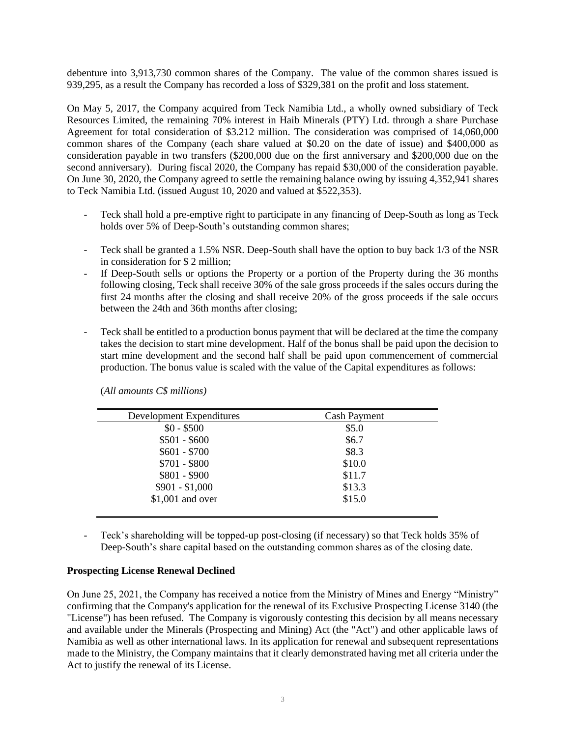debenture into 3,913,730 common shares of the Company. The value of the common shares issued is 939,295, as a result the Company has recorded a loss of $329,381 on the profit and loss statement.

On May 5, 2017, the Company acquired from Teck Namibia Ltd., a wholly owned subsidiary of Teck Resources Limited, the remaining 70% interest in Haib Minerals (PTY) Ltd. through a share Purchase Agreement for total consideration of $3.212 million. The consideration was comprised of 14,060,000 common shares of the Company (each share valued at $0.20 on the date of issue) and $400,000 as consideration payable in two transfers ($200,000 due on the first anniversary and $200,000 due on the second anniversary). During fiscal 2020, the Company has repaid $30,000 of the consideration payable. On June 30, 2020, the Company agreed to settle the remaining balance owing by issuing 4,352,941 shares to Teck Namibia Ltd. (issued August 10, 2020 and valued at $522,353).

- Teck shall hold a pre-emptive right to participate in any financing of Deep-South as long as Teck holds over 5% of Deep-South's outstanding common shares;
- Teck shall be granted a 1.5% NSR. Deep-South shall have the option to buy back 1/3 of the NSR in consideration for $ 2 million;
- If Deep-South sells or options the Property or a portion of the Property during the 36 months following closing, Teck shall receive 30% of the sale gross proceeds if the sales occurs during the first 24 months after the closing and shall receive 20% of the gross proceeds if the sale occurs between the 24th and 36th months after closing;
- Teck shall be entitled to a production bonus payment that will be declared at the time the company takes the decision to start mine development. Half of the bonus shall be paid upon the decision to start mine development and the second half shall be paid upon commencement of commercial production. The bonus value is scaled with the value of the Capital expenditures as follows:

(*All amounts C$ millions)*

| Development Expenditures | Cash Payment |
|---|---|
| $0 - $500 | $5.0 |
| $501 - $600 | $6.7 |
| $601 - $700 | $8.3 |
| $701 - $800 | $10.0 |
| $801 - $900 | $11.7 |
| $901 - $1,000 | $13.3 |
| $1,001 and over | $15.0 |

- Teck's shareholding will be topped-up post-closing (if necessary) so that Teck holds 35% of Deep-South's share capital based on the outstanding common shares as of the closing date.

**Prospecting License Renewal Declined**

On June 25, 2021, the Company has received a notice from the Ministry of Mines and Energy "Ministry" confirming that the Company's application for the renewal of its Exclusive Prospecting License 3140 (the "License") has been refused. The Company is vigorously contesting this decision by all means necessary and available under the Minerals (Prospecting and Mining) Act (the "Act") and other applicable laws of Namibia as well as other international laws. In its application for renewal and subsequent representations made to the Ministry, the Company maintains that it clearly demonstrated having met all criteria under the Act to justify the renewal of its License.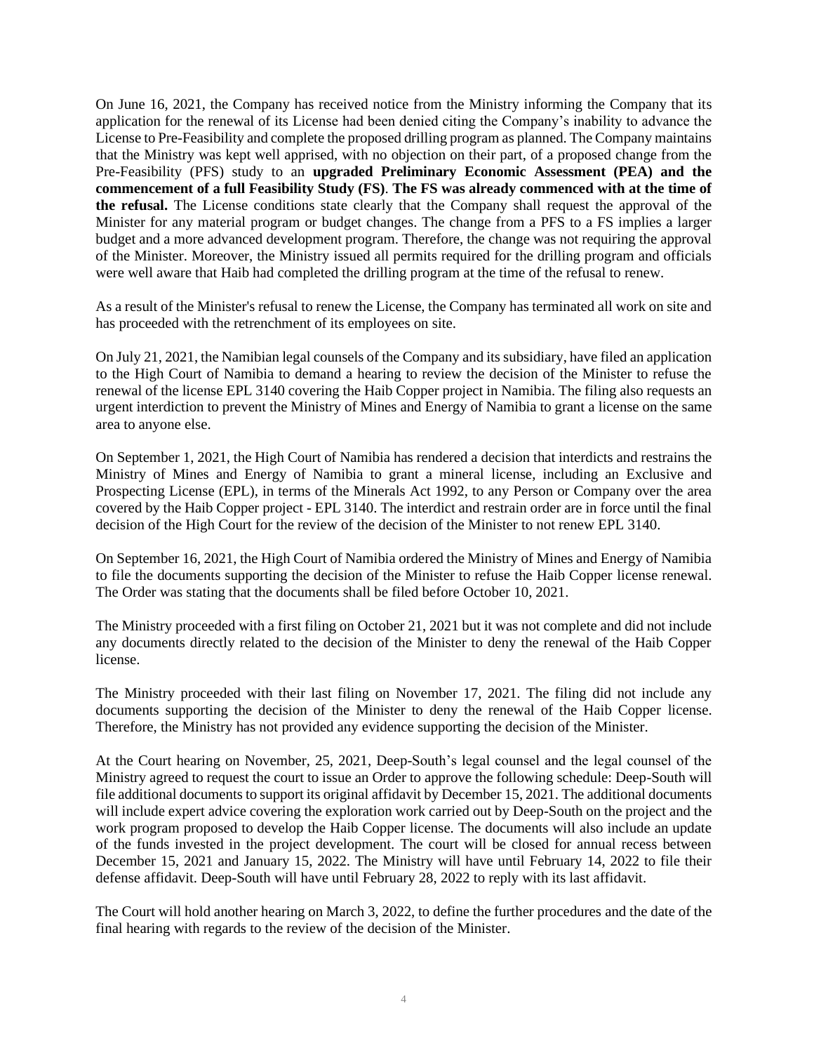On June 16, 2021, the Company has received notice from the Ministry informing the Company that its application for the renewal of its License had been denied citing the Company's inability to advance the License to Pre-Feasibility and complete the proposed drilling program as planned. The Company maintains that the Ministry was kept well apprised, with no objection on their part, of a proposed change from the Pre-Feasibility (PFS) study to an **upgraded Preliminary Economic Assessment (PEA) and the commencement of a full Feasibility Study (FS)**. **The FS was already commenced with at the time of the refusal.** The License conditions state clearly that the Company shall request the approval of the Minister for any material program or budget changes. The change from a PFS to a FS implies a larger budget and a more advanced development program. Therefore, the change was not requiring the approval of the Minister. Moreover, the Ministry issued all permits required for the drilling program and officials were well aware that Haib had completed the drilling program at the time of the refusal to renew.

As a result of the Minister's refusal to renew the License, the Company has terminated all work on site and has proceeded with the retrenchment of its employees on site.

On July 21, 2021, the Namibian legal counsels of the Company and its subsidiary, have filed an application to the High Court of Namibia to demand a hearing to review the decision of the Minister to refuse the renewal of the license EPL 3140 covering the Haib Copper project in Namibia. The filing also requests an urgent interdiction to prevent the Ministry of Mines and Energy of Namibia to grant a license on the same area to anyone else.

On September 1, 2021, the High Court of Namibia has rendered a decision that interdicts and restrains the Ministry of Mines and Energy of Namibia to grant a mineral license, including an Exclusive and Prospecting License (EPL), in terms of the Minerals Act 1992, to any Person or Company over the area covered by the Haib Copper project - EPL 3140. The interdict and restrain order are in force until the final decision of the High Court for the review of the decision of the Minister to not renew EPL 3140.

On September 16, 2021, the High Court of Namibia ordered the Ministry of Mines and Energy of Namibia to file the documents supporting the decision of the Minister to refuse the Haib Copper license renewal. The Order was stating that the documents shall be filed before October 10, 2021.

The Ministry proceeded with a first filing on October 21, 2021 but it was not complete and did not include any documents directly related to the decision of the Minister to deny the renewal of the Haib Copper license.

The Ministry proceeded with their last filing on November 17, 2021. The filing did not include any documents supporting the decision of the Minister to deny the renewal of the Haib Copper license. Therefore, the Ministry has not provided any evidence supporting the decision of the Minister.

At the Court hearing on November, 25, 2021, Deep-South's legal counsel and the legal counsel of the Ministry agreed to request the court to issue an Order to approve the following schedule: Deep-South will file additional documents to support its original affidavit by December 15, 2021. The additional documents will include expert advice covering the exploration work carried out by Deep-South on the project and the work program proposed to develop the Haib Copper license. The documents will also include an update of the funds invested in the project development. The court will be closed for annual recess between December 15, 2021 and January 15, 2022. The Ministry will have until February 14, 2022 to file their defense affidavit. Deep-South will have until February 28, 2022 to reply with its last affidavit.

The Court will hold another hearing on March 3, 2022, to define the further procedures and the date of the final hearing with regards to the review of the decision of the Minister.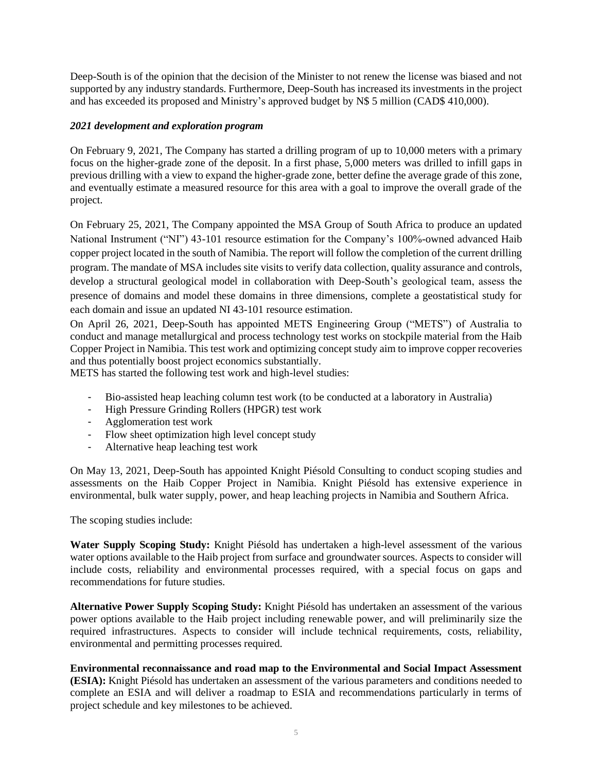Deep-South is of the opinion that the decision of the Minister to not renew the license was biased and not supported by any industry standards. Furthermore, Deep-South has increased its investments in the project and has exceeded its proposed and Ministry's approved budget by N$ 5 million (CAD$ 410,000).

***2021 development and exploration program***

On February 9, 2021, The Company has started a drilling program of up to 10,000 meters with a primary focus on the higher-grade zone of the deposit. In a first phase, 5,000 meters was drilled to infill gaps in previous drilling with a view to expand the higher-grade zone, better define the average grade of this zone, and eventually estimate a measured resource for this area with a goal to improve the overall grade of the project.

On February 25, 2021, The Company appointed the MSA Group of South Africa to produce an updated National Instrument ("NI") 43-101 resource estimation for the Company's 100%-owned advanced Haib copper project located in the south of Namibia. The report will follow the completion of the current drilling program. The mandate of MSA includes site visits to verify data collection, quality assurance and controls, develop a structural geological model in collaboration with Deep-South's geological team, assess the presence of domains and model these domains in three dimensions, complete a geostatistical study for each domain and issue an updated NI 43-101 resource estimation.

On April 26, 2021, Deep-South has appointed METS Engineering Group ("METS") of Australia to conduct and manage metallurgical and process technology test works on stockpile material from the Haib Copper Project in Namibia. This test work and optimizing concept study aim to improve copper recoveries and thus potentially boost project economics substantially.

METS has started the following test work and high-level studies:

- Bio-assisted heap leaching column test work (to be conducted at a laboratory in Australia)
- High Pressure Grinding Rollers (HPGR) test work
- Agglomeration test work
- Flow sheet optimization high level concept study
- Alternative heap leaching test work

On May 13, 2021, Deep-South has appointed Knight Piésold Consulting to conduct scoping studies and assessments on the Haib Copper Project in Namibia. Knight Piésold has extensive experience in environmental, bulk water supply, power, and heap leaching projects in Namibia and Southern Africa.

The scoping studies include:

**Water Supply Scoping Study:** Knight Piésold has undertaken a high-level assessment of the various water options available to the Haib project from surface and groundwater sources. Aspects to consider will include costs, reliability and environmental processes required, with a special focus on gaps and recommendations for future studies.

**Alternative Power Supply Scoping Study:** Knight Piésold has undertaken an assessment of the various power options available to the Haib project including renewable power, and will preliminarily size the required infrastructures. Aspects to consider will include technical requirements, costs, reliability, environmental and permitting processes required.

**Environmental reconnaissance and road map to the Environmental and Social Impact Assessment (ESIA):** Knight Piésold has undertaken an assessment of the various parameters and conditions needed to complete an ESIA and will deliver a roadmap to ESIA and recommendations particularly in terms of project schedule and key milestones to be achieved.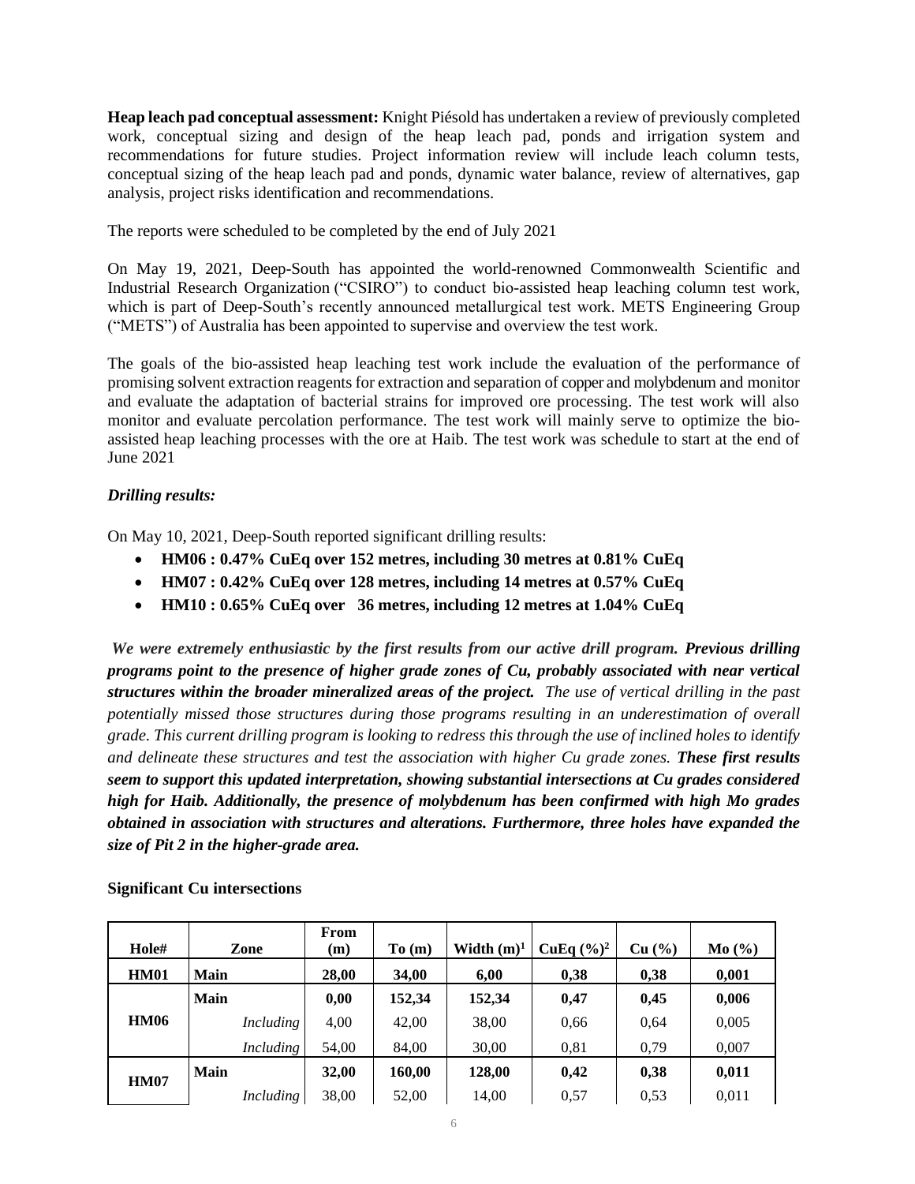**Heap leach pad conceptual assessment:** Knight Piésold has undertaken a review of previously completed work, conceptual sizing and design of the heap leach pad, ponds and irrigation system and recommendations for future studies. Project information review will include leach column tests, conceptual sizing of the heap leach pad and ponds, dynamic water balance, review of alternatives, gap analysis, project risks identification and recommendations.

The reports were scheduled to be completed by the end of July 2021

On May 19, 2021, Deep-South has appointed the world-renowned Commonwealth Scientific and Industrial Research Organization ("CSIRO") to conduct bio-assisted heap leaching column test work, which is part of Deep-South's recently announced metallurgical test work. METS Engineering Group ("METS") of Australia has been appointed to supervise and overview the test work.

The goals of the bio-assisted heap leaching test work include the evaluation of the performance of promising solvent extraction reagents for extraction and separation of copper and molybdenum and monitor and evaluate the adaptation of bacterial strains for improved ore processing. The test work will also monitor and evaluate percolation performance. The test work will mainly serve to optimize the bio-assisted heap leaching processes with the ore at Haib. The test work was schedule to start at the end of June 2021

***Drilling results:***

On May 10, 2021, Deep-South reported significant drilling results:

- **HM06 : 0.47% CuEq over 152 metres, including 30 metres at 0.81% CuEq**
- **HM07 : 0.42% CuEq over 128 metres, including 14 metres at 0.57% CuEq**
- **HM10 : 0.65% CuEq over 36 metres, including 12 metres at 1.04% CuEq**

*We were extremely enthusiastic by the first results from our active drill program.* ***Previous drilling programs point to the presence of higher grade zones of Cu, probably associated with near vertical structures within the broader mineralized areas of the project.*** *The use of vertical drilling in the past potentially missed those structures during those programs resulting in an underestimation of overall grade. This current drilling program is looking to redress this through the use of inclined holes to identify and delineate these structures and test the association with higher Cu grade zones.* ***These first results seem to support this updated interpretation, showing substantial intersections at Cu grades considered high for Haib. Additionally, the presence of molybdenum has been confirmed with high Mo grades obtained in association with structures and alterations. Furthermore, three holes have expanded the size of Pit 2 in the higher-grade area.***

**Significant Cu intersections**

| Hole# | Zone | From (m) | To (m) | Width (m)[1] | CuEq (%)[2] | Cu (%) | Mo (%) |
|---|---|---|---|---|---|---|---|
| **HM01** | **Main** | **28,00** | **34,00** | **6,00** | **0,38** | **0,38** | **0,001** |
| **HM06** | **Main** | **0,00** | **152,34** | **152,34** | **0,47** | **0,45** | **0,006** |
| | *Including* | 4,00 | 42,00 | 38,00 | 0,66 | 0,64 | 0,005 |
| | *Including* | 54,00 | 84,00 | 30,00 | 0,81 | 0,79 | 0,007 |
| **HM07** | **Main** | **32,00** | **160,00** | **128,00** | **0,42** | **0,38** | **0,011** |
| | *Including* | 38,00 | 52,00 | 14,00 | 0,57 | 0,53 | 0,011 |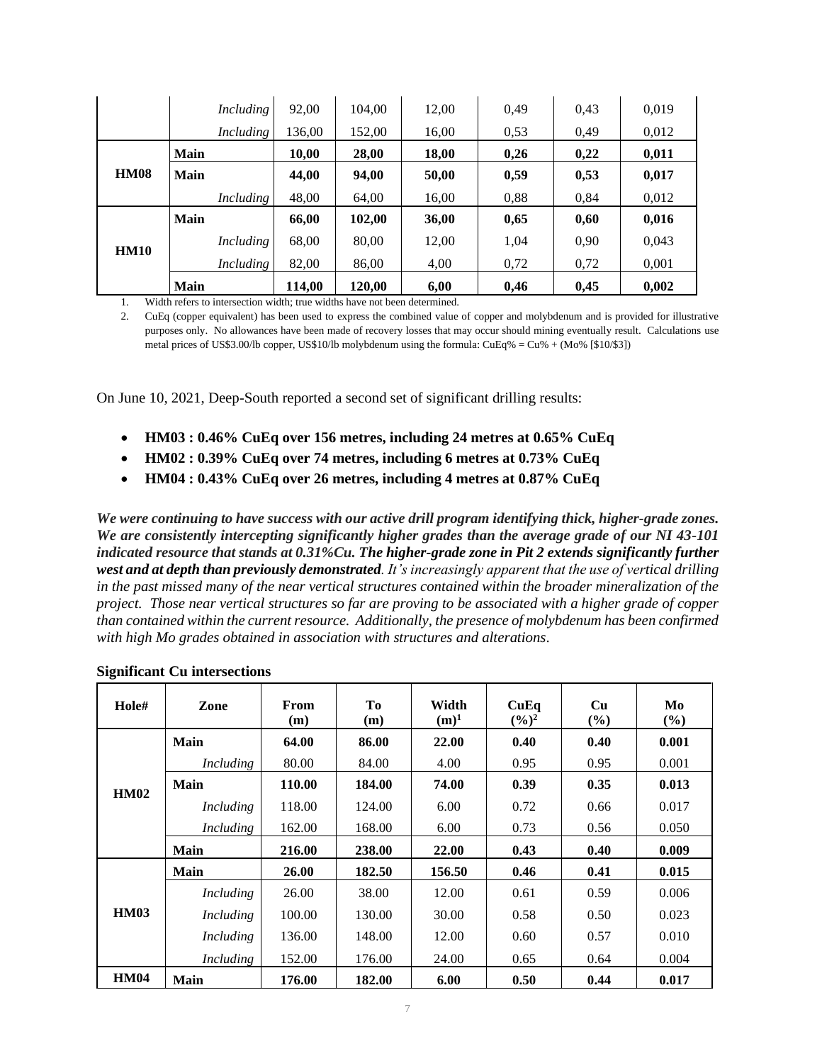| | | | | | | | |
|---|---|---|---|---|---|---|---|
| | *Including* | 92,00 | 104,00 | 12,00 | 0,49 | 0,43 | 0,019 |
| | *Including* | 136,00 | 152,00 | 16,00 | 0,53 | 0,49 | 0,012 |
| **HM08** | **Main** | **10,00** | **28,00** | **18,00** | **0,26** | **0,22** | **0,011** |
| | **Main** | **44,00** | **94,00** | **50,00** | **0,59** | **0,53** | **0,017** |
| | *Including* | 48,00 | 64,00 | 16,00 | 0,88 | 0,84 | 0,012 |
| **HM10** | **Main** | **66,00** | **102,00** | **36,00** | **0,65** | **0,60** | **0,016** |
| | *Including* | 68,00 | 80,00 | 12,00 | 1,04 | 0,90 | 0,043 |
| | *Including* | 82,00 | 86,00 | 4,00 | 0,72 | 0,72 | 0,001 |
| | **Main** | **114,00** | **120,00** | **6,00** | **0,46** | **0,45** | **0,002** |

1. Width refers to intersection width; true widths have not been determined.
2. CuEq (copper equivalent) has been used to express the combined value of copper and molybdenum and is provided for illustrative purposes only. No allowances have been made of recovery losses that may occur should mining eventually result. Calculations use metal prices of US$3.00/lb copper, US$10/lb molybdenum using the formula: CuEq% = Cu% + (Mo% [$10/$3])

On June 10, 2021, Deep-South reported a second set of significant drilling results:

- **HM03 : 0.46% CuEq over 156 metres, including 24 metres at 0.65% CuEq**
- **HM02 : 0.39% CuEq over 74 metres, including 6 metres at 0.73% CuEq**
- **HM04 : 0.43% CuEq over 26 metres, including 4 metres at 0.87% CuEq**

***We were continuing to have success with our active drill program identifying thick, higher-grade zones. We are consistently intercepting significantly higher grades than the average grade of our NI 43-101 indicated resource that stands at 0.31%Cu. The higher-grade zone in Pit 2 extends significantly further west and at depth than previously demonstrated**. It's increasingly apparent that the use of vertical drilling in the past missed many of the near vertical structures contained within the broader mineralization of the project. Those near vertical structures so far are proving to be associated with a higher grade of copper than contained within the current resource. Additionally, the presence of molybdenum has been confirmed with high Mo grades obtained in association with structures and alterations*.

**Significant Cu intersections**

| Hole# | Zone | From (m) | To (m) | Width (m)[1] | CuEq (%)[2] | Cu (%) | Mo (%) |
|---|---|---|---|---|---|---|---|
| **HM02** | **Main** | **64.00** | **86.00** | **22.00** | **0.40** | **0.40** | **0.001** |
| | *Including* | 80.00 | 84.00 | 4.00 | 0.95 | 0.95 | 0.001 |
| | **Main** | **110.00** | **184.00** | **74.00** | **0.39** | **0.35** | **0.013** |
| | *Including* | 118.00 | 124.00 | 6.00 | 0.72 | 0.66 | 0.017 |
| | *Including* | 162.00 | 168.00 | 6.00 | 0.73 | 0.56 | 0.050 |
| | **Main** | **216.00** | **238.00** | **22.00** | **0.43** | **0.40** | **0.009** |
| **HM03** | **Main** | **26.00** | **182.50** | **156.50** | **0.46** | **0.41** | **0.015** |
| | *Including* | 26.00 | 38.00 | 12.00 | 0.61 | 0.59 | 0.006 |
| | *Including* | 100.00 | 130.00 | 30.00 | 0.58 | 0.50 | 0.023 |
| | *Including* | 136.00 | 148.00 | 12.00 | 0.60 | 0.57 | 0.010 |
| | *Including* | 152.00 | 176.00 | 24.00 | 0.65 | 0.64 | 0.004 |
| **HM04** | **Main** | **176.00** | **182.00** | **6.00** | **0.50** | **0.44** | **0.017** |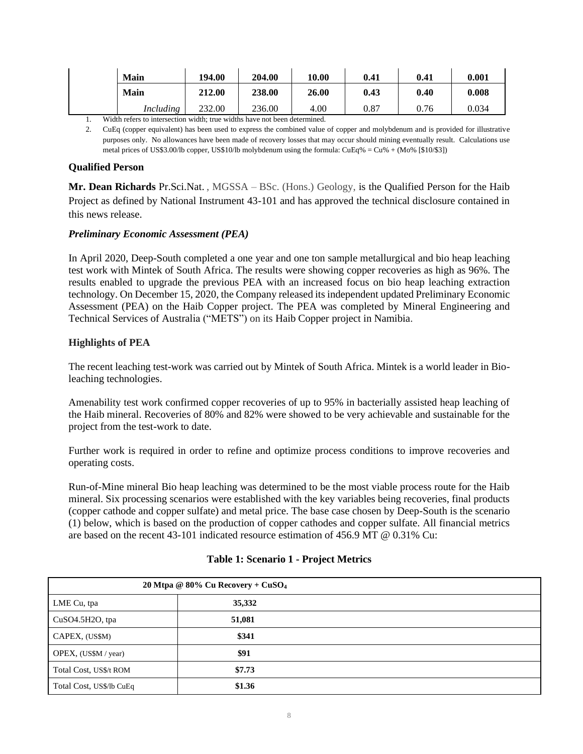| | | | | | | |
|---|---|---|---|---|---|---|
| **Main** | **194.00** | **204.00** | **10.00** | **0.41** | **0.41** | **0.001** |
| **Main** | **212.00** | **238.00** | **26.00** | **0.43** | **0.40** | **0.008** |
| *Including* | 232.00 | 236.00 | 4.00 | 0.87 | 0.76 | 0.034 |

1. Width refers to intersection width; true widths have not been determined.
2. CuEq (copper equivalent) has been used to express the combined value of copper and molybdenum and is provided for illustrative purposes only. No allowances have been made of recovery losses that may occur should mining eventually result. Calculations use metal prices of US$3.00/lb copper, US$10/lb molybdenum using the formula: CuEq% = Cu% + (Mo% [$10/$3])

**Qualified Person**

**Mr. Dean Richards** Pr.Sci.Nat. , MGSSA – BSc. (Hons.) Geology, is the Qualified Person for the Haib Project as defined by National Instrument 43-101 and has approved the technical disclosure contained in this news release.

***Preliminary Economic Assessment (PEA)***

In April 2020, Deep-South completed a one year and one ton sample metallurgical and bio heap leaching test work with Mintek of South Africa. The results were showing copper recoveries as high as 96%. The results enabled to upgrade the previous PEA with an increased focus on bio heap leaching extraction technology. On December 15, 2020, the Company released its independent updated Preliminary Economic Assessment (PEA) on the Haib Copper project. The PEA was completed by Mineral Engineering and Technical Services of Australia ("METS") on its Haib Copper project in Namibia.

**Highlights of PEA**

The recent leaching test-work was carried out by Mintek of South Africa. Mintek is a world leader in Bio-leaching technologies.

Amenability test work confirmed copper recoveries of up to 95% in bacterially assisted heap leaching of the Haib mineral. Recoveries of 80% and 82% were showed to be very achievable and sustainable for the project from the test-work to date.

Further work is required in order to refine and optimize process conditions to improve recoveries and operating costs.

Run-of-Mine mineral Bio heap leaching was determined to be the most viable process route for the Haib mineral. Six processing scenarios were established with the key variables being recoveries, final products (copper cathode and copper sulfate) and metal price. The base case chosen by Deep-South is the scenario (1) below, which is based on the production of copper cathodes and copper sulfate. All financial metrics are based on the recent 43-101 indicated resource estimation of 456.9 MT @ 0.31% Cu:

**Table 1: Scenario 1 - Project Metrics**

| | **20 Mtpa @ 80% Cu Recovery + $CuSO_4$** |
|---|---|
| LME Cu, tpa | **35,332** |
| CuSO4.5H2O, tpa | **51,081** |
| CAPEX, (US$M) | **$341** |
| OPEX, (US$M / year) | **$91** |
| Total Cost, US$/t ROM | **$7.73** |
| Total Cost, US$/lb CuEq | **$1.36** |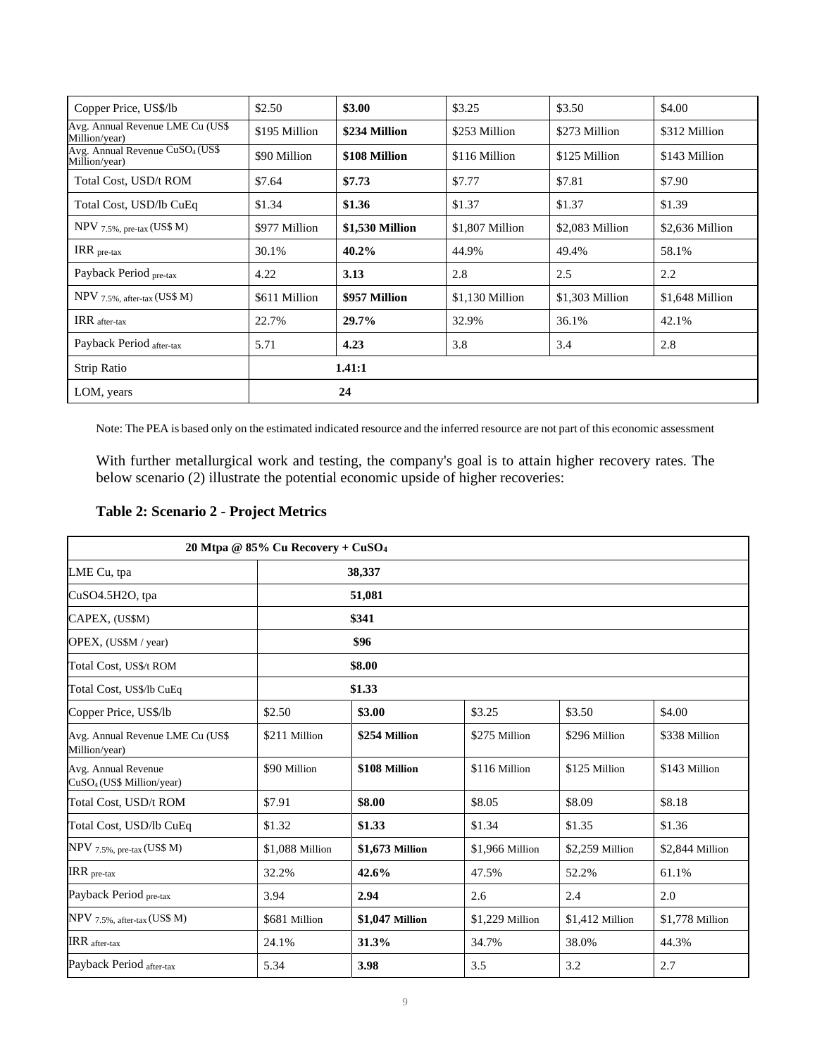| Copper Price, US$/lb | $2.50 | **$3.00** | $3.25 | $3.50 | $4.00 |
|---|---|---|---|---|---|
| Avg. Annual Revenue LME Cu (US$ Million/year) | $195 Million | **$234 Million** | $253 Million | $273 Million | $312 Million |
| Avg. Annual Revenue $CuSO_4$ (US$ Million/year) | $90 Million | **$108 Million** | $116 Million | $125 Million | $143 Million |
| Total Cost, USD/t ROM | $7.64 | **$7.73** | $7.77 | $7.81 | $7.90 |
| Total Cost, USD/lb CuEq | $1.34 | **$1.36** | $1.37 | $1.37 | $1.39 |
| NPV $_{7.5\%, \text{pre-tax}}$ (US$ M) | $977 Million | **$1,530 Million** | $1,807 Million | $2,083 Million | $2,636 Million |
| IRR $_{\text{pre-tax}}$ | 30.1% | **40.2%** | 44.9% | 49.4% | 58.1% |
| Payback Period $_{\text{pre-tax}}$ | 4.22 | **3.13** | 2.8 | 2.5 | 2.2 |
| NPV $_{7.5\%, \text{after-tax}}$ (US$ M) | $611 Million | **$957 Million** | $1,130 Million | $1,303 Million | $1,648 Million |
| IRR $_{\text{after-tax}}$ | 22.7% | **29.7%** | 32.9% | 36.1% | 42.1% |
| Payback Period $_{\text{after-tax}}$ | 5.71 | **4.23** | 3.8 | 3.4 | 2.8 |
| Strip Ratio | **1.41:1** | | | | |
| LOM, years | **24** | | | | |

Note: The PEA is based only on the estimated indicated resource and the inferred resource are not part of this economic assessment

With further metallurgical work and testing, the company's goal is to attain higher recovery rates. The below scenario (2) illustrate the potential economic upside of higher recoveries:

**Table 2: Scenario 2 - Project Metrics**

| **20 Mtpa @ 85% Cu Recovery + $CuSO_4$** | | | | | |
|---|---|---|---|---|---|
| LME Cu, tpa | **38,337** | | | | |
| $CuSO_4.5H_2O$, tpa | **51,081** | | | | |
| CAPEX, (US$M) | **$341** | | | | |
| OPEX, (US$M / year) | **$96** | | | | |
| Total Cost, US$/t ROM | **$8.00** | | | | |
| Total Cost, US$/lb CuEq | **$1.33** | | | | |
| Copper Price, US$/lb | $2.50 | **$3.00** | $3.25 | $3.50 | $4.00 |
| Avg. Annual Revenue LME Cu (US$ Million/year) | $211 Million | **$254 Million** | $275 Million | $296 Million | $338 Million |
| Avg. Annual Revenue $CuSO_4$ (US$ Million/year) | $90 Million | **$108 Million** | $116 Million | $125 Million | $143 Million |
| Total Cost, USD/t ROM | $7.91 | **$8.00** | $8.05 | $8.09 | $8.18 |
| Total Cost, USD/lb CuEq | $1.32 | **$1.33** | $1.34 | $1.35 | $1.36 |
| NPV $_{7.5\%, \text{pre-tax}}$ (US$ M) | $1,088 Million | **$1,673 Million** | $1,966 Million | $2,259 Million | $2,844 Million |
| IRR $_{\text{pre-tax}}$ | 32.2% | **42.6%** | 47.5% | 52.2% | 61.1% |
| Payback Period $_{\text{pre-tax}}$ | 3.94 | **2.94** | 2.6 | 2.4 | 2.0 |
| NPV $_{7.5\%, \text{after-tax}}$ (US$ M) | $681 Million | **$1,047 Million** | $1,229 Million | $1,412 Million | $1,778 Million |
| IRR $_{\text{after-tax}}$ | 24.1% | **31.3%** | 34.7% | 38.0% | 44.3% |
| Payback Period $_{\text{after-tax}}$ | 5.34 | **3.98** | 3.5 | 3.2 | 2.7 |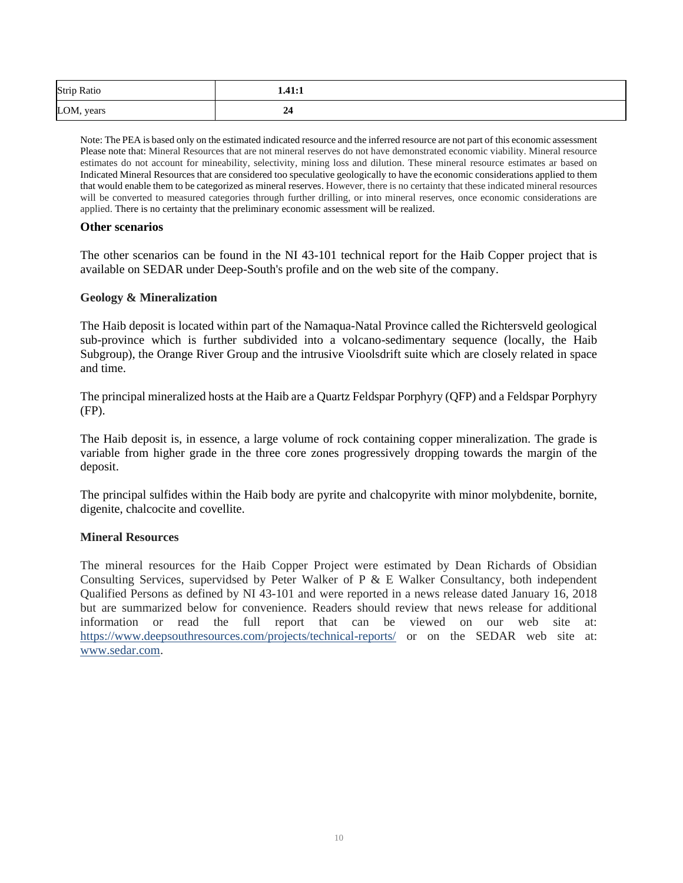| Strip Ratio | **1.41:1** |
|---|---|
| LOM, years | **24** |

Note: The PEA is based only on the estimated indicated resource and the inferred resource are not part of this economic assessment Please note that: Mineral Resources that are not mineral reserves do not have demonstrated economic viability. Mineral resource estimates do not account for mineability, selectivity, mining loss and dilution. These mineral resource estimates ar based on Indicated Mineral Resources that are considered too speculative geologically to have the economic considerations applied to them that would enable them to be categorized as mineral reserves. However, there is no certainty that these indicated mineral resources will be converted to measured categories through further drilling, or into mineral reserves, once economic considerations are applied. There is no certainty that the preliminary economic assessment will be realized.

### Other scenarios

The other scenarios can be found in the NI 43-101 technical report for the Haib Copper project that is available on SEDAR under Deep-South's profile and on the web site of the company.

### Geology & Mineralization

The Haib deposit is located within part of the Namaqua-Natal Province called the Richtersveld geological sub-province which is further subdivided into a volcano-sedimentary sequence (locally, the Haib Subgroup), the Orange River Group and the intrusive Vioolsdrift suite which are closely related in space and time.

The principal mineralized hosts at the Haib are a Quartz Feldspar Porphyry (QFP) and a Feldspar Porphyry (FP).

The Haib deposit is, in essence, a large volume of rock containing copper mineralization. The grade is variable from higher grade in the three core zones progressively dropping towards the margin of the deposit.

The principal sulfides within the Haib body are pyrite and chalcopyrite with minor molybdenite, bornite, digenite, chalcocite and covellite.

### Mineral Resources

The mineral resources for the Haib Copper Project were estimated by Dean Richards of Obsidian Consulting Services, supervidsed by Peter Walker of P & E Walker Consultancy, both independent Qualified Persons as defined by NI 43-101 and were reported in a news release dated January 16, 2018 but are summarized below for convenience. Readers should review that news release for additional information or read the full report that can be viewed on our web site at: https://www.deepsouthresources.com/projects/technical-reports/ or on the SEDAR web site at: www.sedar.com.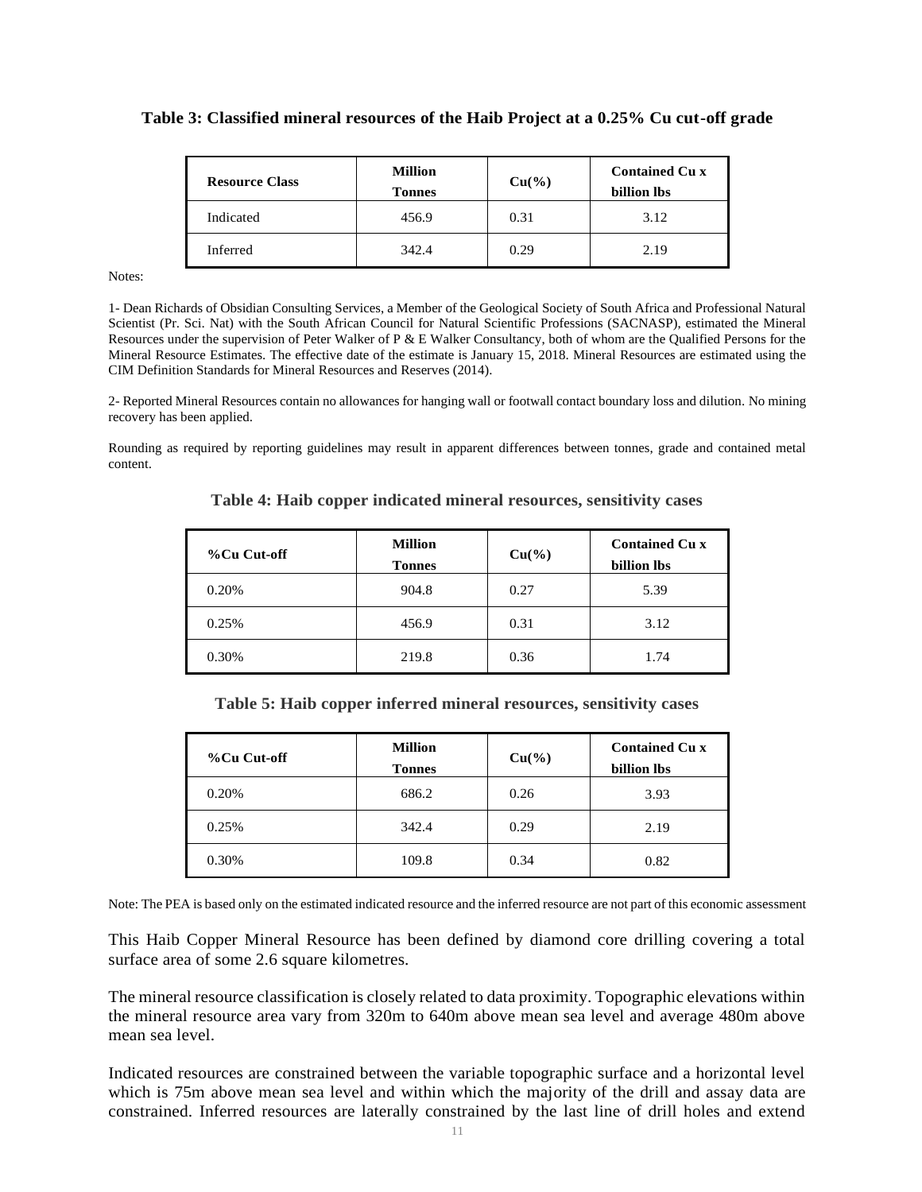**Table 3: Classified mineral resources of the Haib Project at a 0.25% Cu cut-off grade**

| Resource Class | Million Tonnes | Cu(%) | Contained Cu x billion lbs |
|---|---|---|---|
| Indicated | 456.9 | 0.31 | 3.12 |
| Inferred | 342.4 | 0.29 | 2.19 |

Notes:

1- Dean Richards of Obsidian Consulting Services, a Member of the Geological Society of South Africa and Professional Natural Scientist (Pr. Sci. Nat) with the South African Council for Natural Scientific Professions (SACNASP), estimated the Mineral Resources under the supervision of Peter Walker of P & E Walker Consultancy, both of whom are the Qualified Persons for the Mineral Resource Estimates. The effective date of the estimate is January 15, 2018. Mineral Resources are estimated using the CIM Definition Standards for Mineral Resources and Reserves (2014).

2- Reported Mineral Resources contain no allowances for hanging wall or footwall contact boundary loss and dilution. No mining recovery has been applied.

Rounding as required by reporting guidelines may result in apparent differences between tonnes, grade and contained metal content.

**Table 4: Haib copper indicated mineral resources, sensitivity cases**

| %Cu Cut-off | Million Tonnes | Cu(%) | Contained Cu x billion lbs |
|---|---|---|---|
| 0.20% | 904.8 | 0.27 | 5.39 |
| 0.25% | 456.9 | 0.31 | 3.12 |
| 0.30% | 219.8 | 0.36 | 1.74 |

**Table 5: Haib copper inferred mineral resources, sensitivity cases**

| %Cu Cut-off | Million Tonnes | Cu(%) | Contained Cu x billion lbs |
|---|---|---|---|
| 0.20% | 686.2 | 0.26 | 3.93 |
| 0.25% | 342.4 | 0.29 | 2.19 |
| 0.30% | 109.8 | 0.34 | 0.82 |

Note: The PEA is based only on the estimated indicated resource and the inferred resource are not part of this economic assessment

This Haib Copper Mineral Resource has been defined by diamond core drilling covering a total surface area of some 2.6 square kilometres.

The mineral resource classification is closely related to data proximity. Topographic elevations within the mineral resource area vary from 320m to 640m above mean sea level and average 480m above mean sea level.

Indicated resources are constrained between the variable topographic surface and a horizontal level which is 75m above mean sea level and within which the majority of the drill and assay data are constrained. Inferred resources are laterally constrained by the last line of drill holes and extend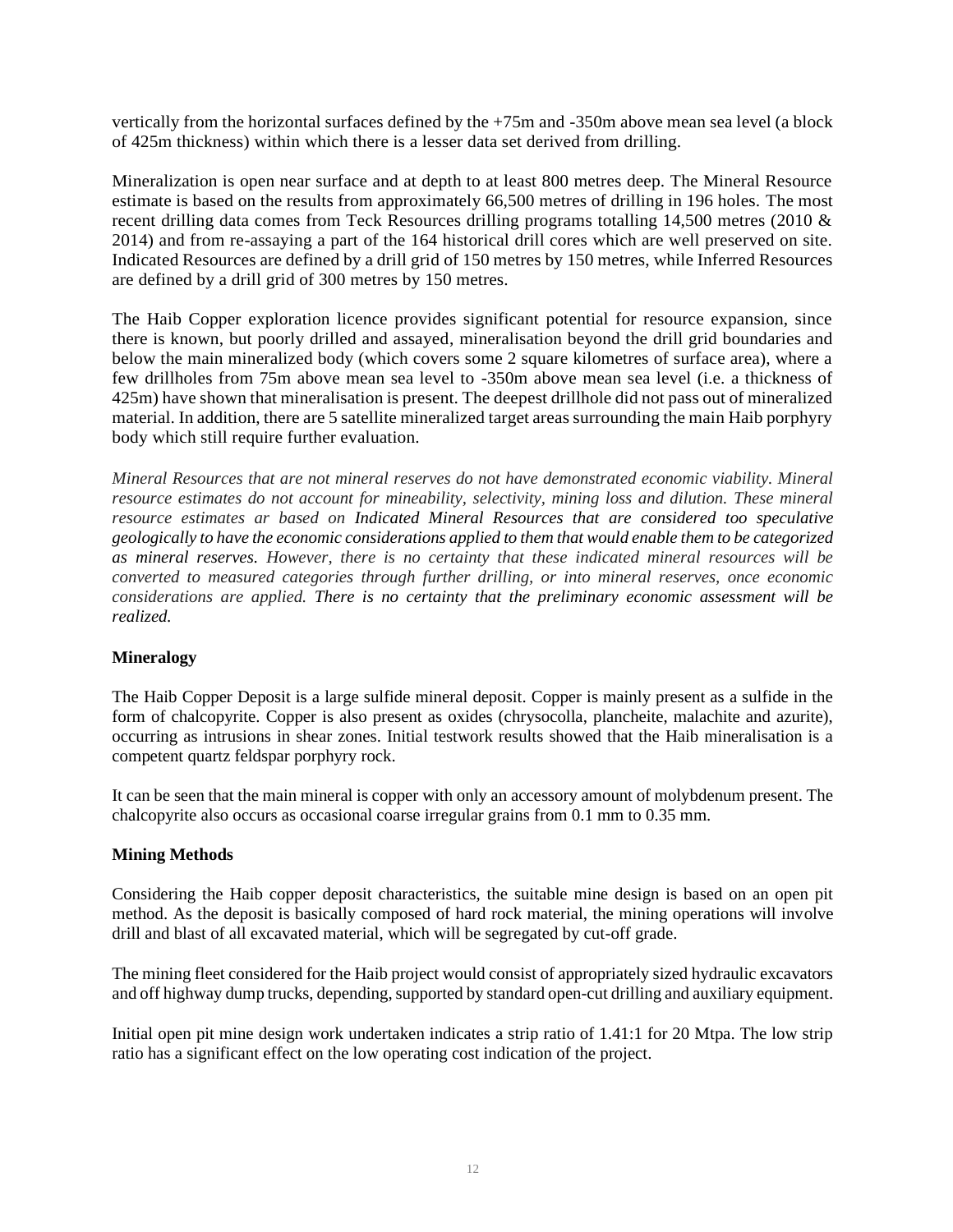vertically from the horizontal surfaces defined by the +75m and -350m above mean sea level (a block of 425m thickness) within which there is a lesser data set derived from drilling.

Mineralization is open near surface and at depth to at least 800 metres deep. The Mineral Resource estimate is based on the results from approximately 66,500 metres of drilling in 196 holes. The most recent drilling data comes from Teck Resources drilling programs totalling 14,500 metres (2010 & 2014) and from re-assaying a part of the 164 historical drill cores which are well preserved on site. Indicated Resources are defined by a drill grid of 150 metres by 150 metres, while Inferred Resources are defined by a drill grid of 300 metres by 150 metres.

The Haib Copper exploration licence provides significant potential for resource expansion, since there is known, but poorly drilled and assayed, mineralisation beyond the drill grid boundaries and below the main mineralized body (which covers some 2 square kilometres of surface area), where a few drillholes from 75m above mean sea level to -350m above mean sea level (i.e. a thickness of 425m) have shown that mineralisation is present. The deepest drillhole did not pass out of mineralized material. In addition, there are 5 satellite mineralized target areas surrounding the main Haib porphyry body which still require further evaluation.

*Mineral Resources that are not mineral reserves do not have demonstrated economic viability. Mineral resource estimates do not account for mineability, selectivity, mining loss and dilution. These mineral resource estimates ar based on Indicated Mineral Resources that are considered too speculative geologically to have the economic considerations applied to them that would enable them to be categorized as mineral reserves. However, there is no certainty that these indicated mineral resources will be converted to measured categories through further drilling, or into mineral reserves, once economic considerations are applied. There is no certainty that the preliminary economic assessment will be realized.*

**Mineralogy**

The Haib Copper Deposit is a large sulfide mineral deposit. Copper is mainly present as a sulfide in the form of chalcopyrite. Copper is also present as oxides (chrysocolla, plancheite, malachite and azurite), occurring as intrusions in shear zones. Initial testwork results showed that the Haib mineralisation is a competent quartz feldspar porphyry rock.

It can be seen that the main mineral is copper with only an accessory amount of molybdenum present. The chalcopyrite also occurs as occasional coarse irregular grains from 0.1 mm to 0.35 mm.

**Mining Methods**

Considering the Haib copper deposit characteristics, the suitable mine design is based on an open pit method. As the deposit is basically composed of hard rock material, the mining operations will involve drill and blast of all excavated material, which will be segregated by cut-off grade.

The mining fleet considered for the Haib project would consist of appropriately sized hydraulic excavators and off highway dump trucks, depending, supported by standard open-cut drilling and auxiliary equipment.

Initial open pit mine design work undertaken indicates a strip ratio of 1.41:1 for 20 Mtpa. The low strip ratio has a significant effect on the low operating cost indication of the project.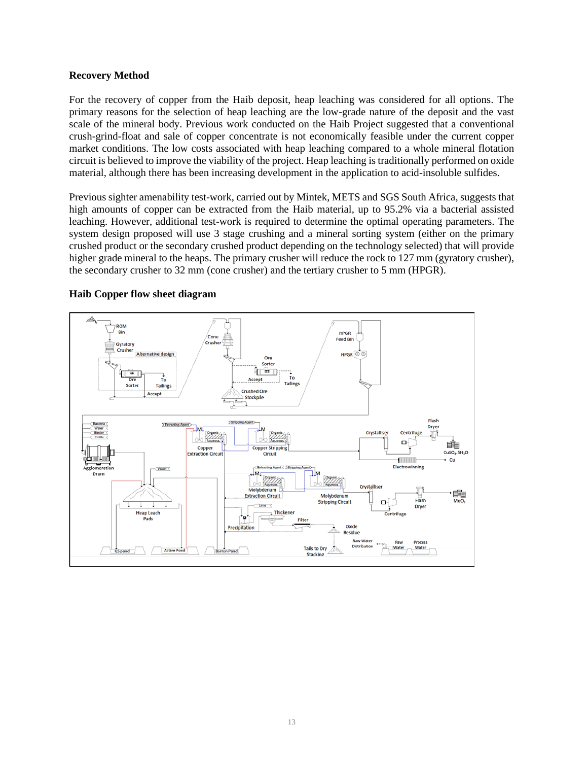**Recovery Method**

For the recovery of copper from the Haib deposit, heap leaching was considered for all options. The primary reasons for the selection of heap leaching are the low-grade nature of the deposit and the vast scale of the mineral body. Previous work conducted on the Haib Project suggested that a conventional crush-grind-float and sale of copper concentrate is not economically feasible under the current copper market conditions. The low costs associated with heap leaching compared to a whole mineral flotation circuit is believed to improve the viability of the project. Heap leaching is traditionally performed on oxide material, although there has been increasing development in the application to acid-insoluble sulfides.

Previous sighter amenability test-work, carried out by Mintek, METS and SGS South Africa, suggests that high amounts of copper can be extracted from the Haib material, up to 95.2% via a bacterial assisted leaching. However, additional test-work is required to determine the optimal operating parameters. The system design proposed will use 3 stage crushing and a mineral sorting system (either on the primary crushed product or the secondary crushed product depending on the technology selected) that will provide higher grade mineral to the heaps. The primary crusher will reduce the rock to 127 mm (gyratory crusher), the secondary crusher to 32 mm (cone crusher) and the tertiary crusher to 5 mm (HPGR).

**Haib Copper flow sheet diagram**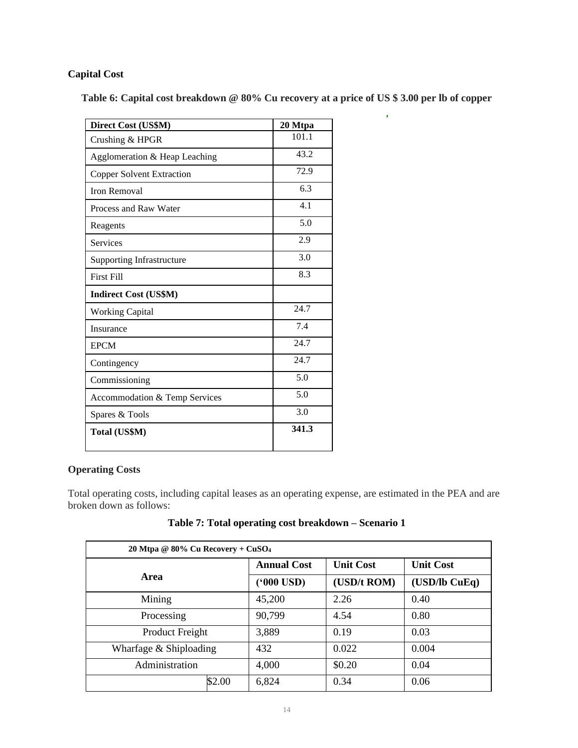**Capital Cost**

**Table 6: Capital cost breakdown @ 80% Cu recovery at a price of US $ 3.00 per lb of copper**

| **Direct Cost (US$M)** | **20 Mtpa** |
|---|---|
| Crushing & HPGR | 101.1 |
| Agglomeration & Heap Leaching | 43.2 |
| Copper Solvent Extraction | 72.9 |
| Iron Removal | 6.3 |
| Process and Raw Water | 4.1 |
| Reagents | 5.0 |
| Services | 2.9 |
| Supporting Infrastructure | 3.0 |
| First Fill | 8.3 |
| **Indirect Cost (US$M)** | |
| Working Capital | 24.7 |
| Insurance | 7.4 |
| EPCM | 24.7 |
| Contingency | 24.7 |
| Commissioning | 5.0 |
| Accommodation & Temp Services | 5.0 |
| Spares & Tools | 3.0 |
| **Total (US$M)** | **341.3** |

**Operating Costs**

Total operating costs, including capital leases as an operating expense, are estimated in the PEA and are broken down as follows:

**Table 7: Total operating cost breakdown – Scenario 1**

| **20 Mtpa @ 80% Cu Recovery + $CuSO_4$** | | | | |
|---|---|---|---|---|
| **Area** | | **Annual Cost** | **Unit Cost** | **Unit Cost** |
| | | **('000 USD)** | **(USD/t ROM)** | **(USD/lb CuEq)** |
| Mining | | 45,200 | 2.26 | 0.40 |
| Processing | | 90,799 | 4.54 | 0.80 |
| Product Freight | | 3,889 | 0.19 | 0.03 |
| Wharfage & Shiploading | | 432 | 0.022 | 0.004 |
| Administration | | 4,000 | $0.20 | 0.04 |
| | $2.00 | 6,824 | 0.34 | 0.06 |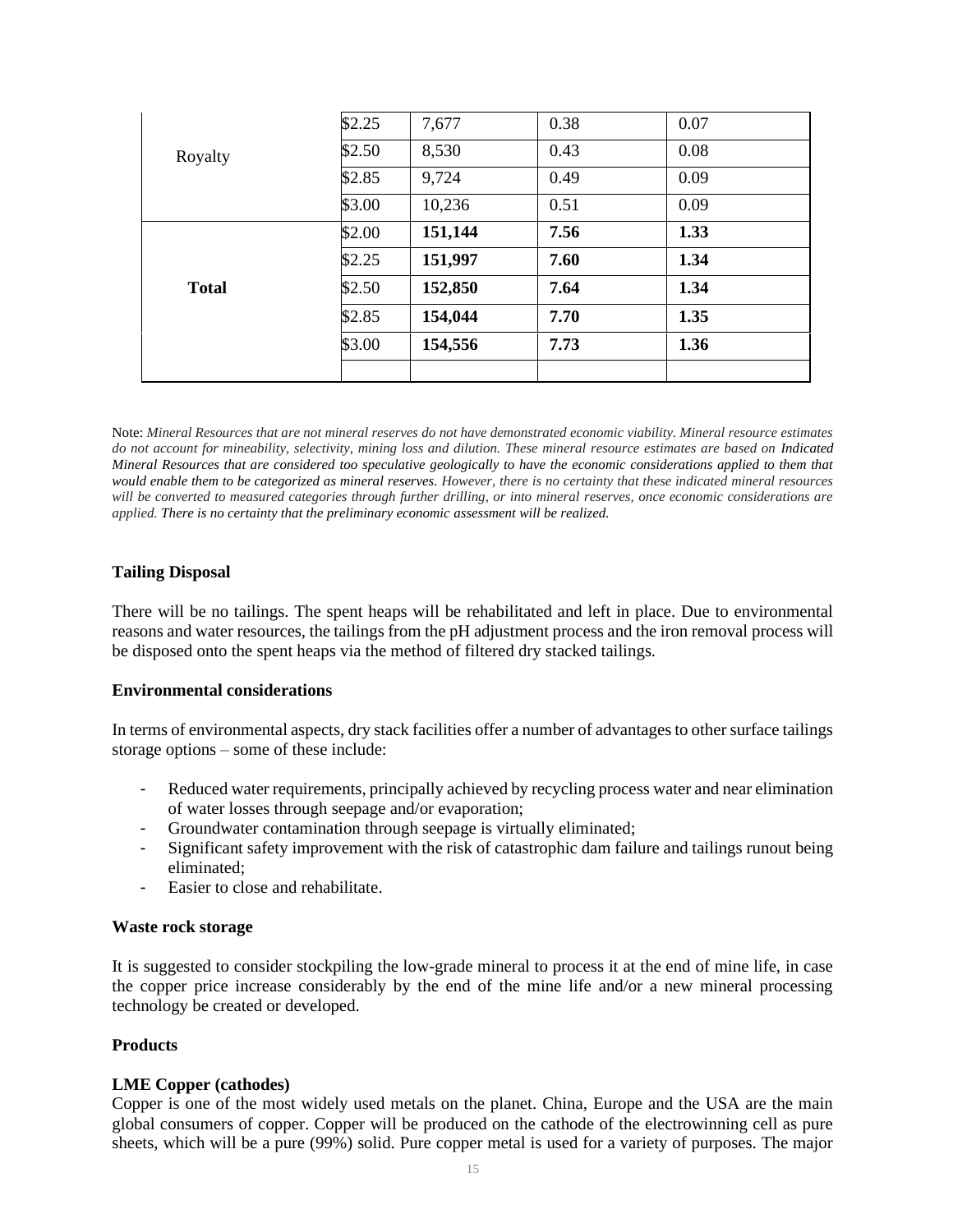| | | | | |
|---|---|---|---|---|
| Royalty | $2.25 | 7,677 | 0.38 | 0.07 |
| | $2.50 | 8,530 | 0.43 | 0.08 |
| | $2.85 | 9,724 | 0.49 | 0.09 |
| | $3.00 | 10,236 | 0.51 | 0.09 |
| **Total** | $2.00 | **151,144** | **7.56** | **1.33** |
| | $2.25 | **151,997** | **7.60** | **1.34** |
| | $2.50 | **152,850** | **7.64** | **1.34** |
| | $2.85 | **154,044** | **7.70** | **1.35** |
| | $3.00 | **154,556** | **7.73** | **1.36** |
| | | | | |

Note: *Mineral Resources that are not mineral reserves do not have demonstrated economic viability. Mineral resource estimates do not account for mineability, selectivity, mining loss and dilution. These mineral resource estimates are based on Indicated Mineral Resources that are considered too speculative geologically to have the economic considerations applied to them that would enable them to be categorized as mineral reserves. However, there is no certainty that these indicated mineral resources will be converted to measured categories through further drilling, or into mineral reserves, once economic considerations are applied. There is no certainty that the preliminary economic assessment will be realized.*

**Tailing Disposal**

There will be no tailings. The spent heaps will be rehabilitated and left in place. Due to environmental reasons and water resources, the tailings from the pH adjustment process and the iron removal process will be disposed onto the spent heaps via the method of filtered dry stacked tailings.

**Environmental considerations**

In terms of environmental aspects, dry stack facilities offer a number of advantages to other surface tailings storage options – some of these include:

- Reduced water requirements, principally achieved by recycling process water and near elimination of water losses through seepage and/or evaporation;
- Groundwater contamination through seepage is virtually eliminated;
- Significant safety improvement with the risk of catastrophic dam failure and tailings runout being eliminated;
- Easier to close and rehabilitate.

**Waste rock storage**

It is suggested to consider stockpiling the low-grade mineral to process it at the end of mine life, in case the copper price increase considerably by the end of the mine life and/or a new mineral processing technology be created or developed.

**Products**

**LME Copper (cathodes)**

Copper is one of the most widely used metals on the planet. China, Europe and the USA are the main global consumers of copper. Copper will be produced on the cathode of the electrowinning cell as pure sheets, which will be a pure (99%) solid. Pure copper metal is used for a variety of purposes. The major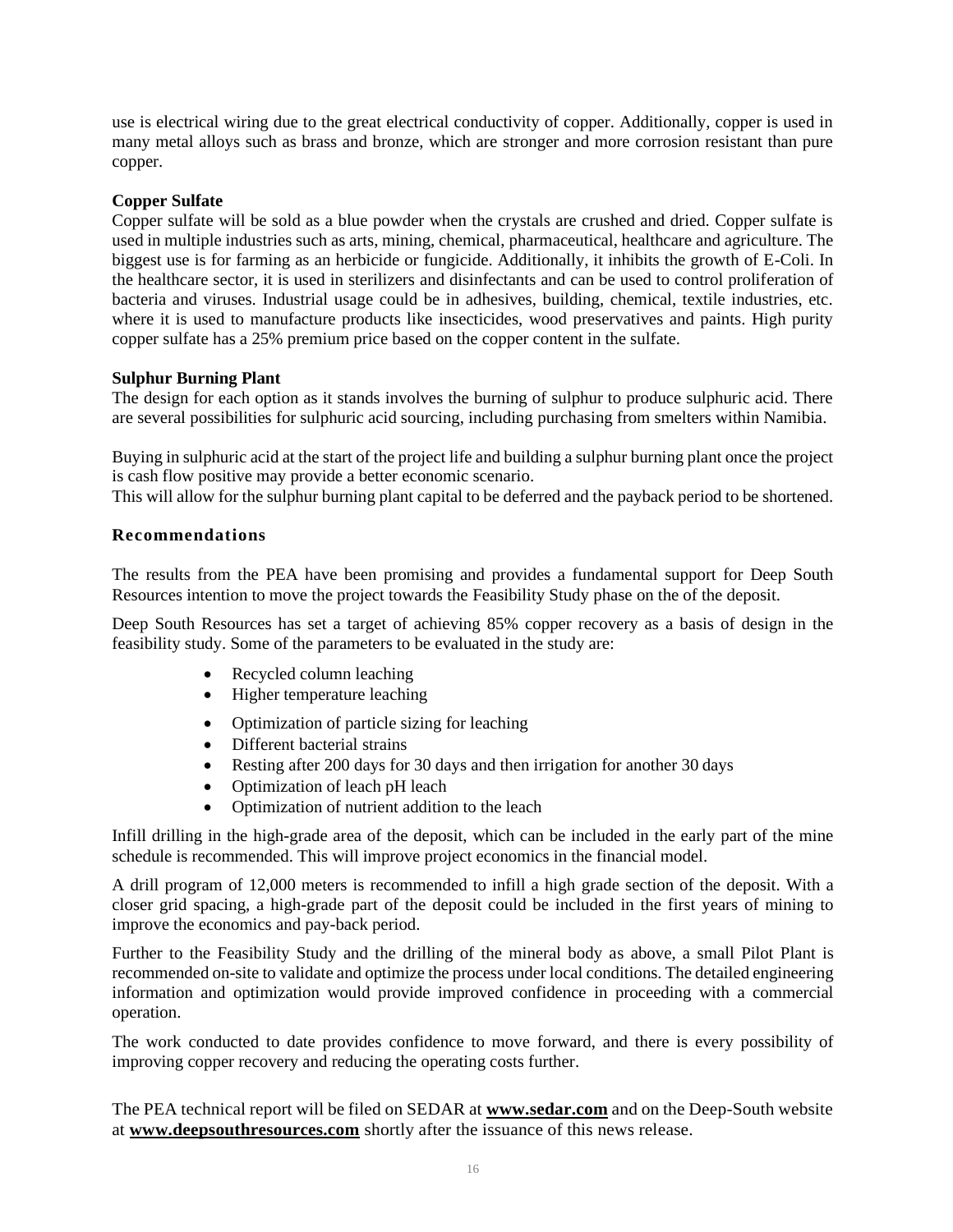use is electrical wiring due to the great electrical conductivity of copper. Additionally, copper is used in many metal alloys such as brass and bronze, which are stronger and more corrosion resistant than pure copper.

**Copper Sulfate**

Copper sulfate will be sold as a blue powder when the crystals are crushed and dried. Copper sulfate is used in multiple industries such as arts, mining, chemical, pharmaceutical, healthcare and agriculture. The biggest use is for farming as an herbicide or fungicide. Additionally, it inhibits the growth of E-Coli. In the healthcare sector, it is used in sterilizers and disinfectants and can be used to control proliferation of bacteria and viruses. Industrial usage could be in adhesives, building, chemical, textile industries, etc. where it is used to manufacture products like insecticides, wood preservatives and paints. High purity copper sulfate has a 25% premium price based on the copper content in the sulfate.

**Sulphur Burning Plant**

The design for each option as it stands involves the burning of sulphur to produce sulphuric acid. There are several possibilities for sulphuric acid sourcing, including purchasing from smelters within Namibia.

Buying in sulphuric acid at the start of the project life and building a sulphur burning plant once the project is cash flow positive may provide a better economic scenario.
This will allow for the sulphur burning plant capital to be deferred and the payback period to be shortened.

## Recommendations

The results from the PEA have been promising and provides a fundamental support for Deep South Resources intention to move the project towards the Feasibility Study phase on the of the deposit.

Deep South Resources has set a target of achieving 85% copper recovery as a basis of design in the feasibility study. Some of the parameters to be evaluated in the study are:

- Recycled column leaching
- Higher temperature leaching
- Optimization of particle sizing for leaching
- Different bacterial strains
- Resting after 200 days for 30 days and then irrigation for another 30 days
- Optimization of leach pH leach
- Optimization of nutrient addition to the leach

Infill drilling in the high-grade area of the deposit, which can be included in the early part of the mine schedule is recommended. This will improve project economics in the financial model.

A drill program of 12,000 meters is recommended to infill a high grade section of the deposit. With a closer grid spacing, a high-grade part of the deposit could be included in the first years of mining to improve the economics and pay-back period.

Further to the Feasibility Study and the drilling of the mineral body as above, a small Pilot Plant is recommended on-site to validate and optimize the process under local conditions. The detailed engineering information and optimization would provide improved confidence in proceeding with a commercial operation.

The work conducted to date provides confidence to move forward, and there is every possibility of improving copper recovery and reducing the operating costs further.

The PEA technical report will be filed on SEDAR at **www.sedar.com** and on the Deep-South website at **www.deepsouthresources.com** shortly after the issuance of this news release.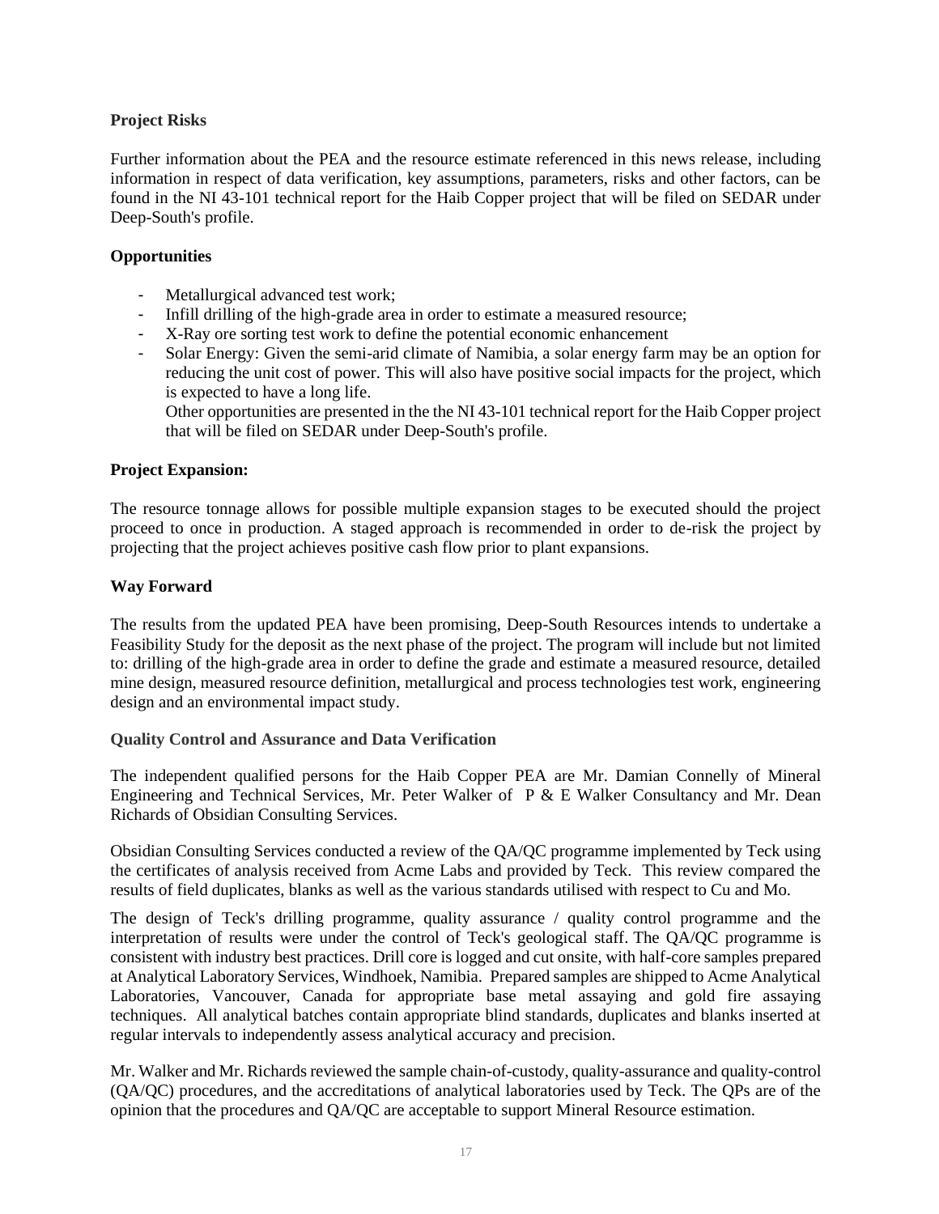**Project Risks**

Further information about the PEA and the resource estimate referenced in this news release, including information in respect of data verification, key assumptions, parameters, risks and other factors, can be found in the NI 43-101 technical report for the Haib Copper project that will be filed on SEDAR under Deep-South's profile.

**Opportunities**

- Metallurgical advanced test work;
- Infill drilling of the high-grade area in order to estimate a measured resource;
- X-Ray ore sorting test work to define the potential economic enhancement
- Solar Energy: Given the semi-arid climate of Namibia, a solar energy farm may be an option for reducing the unit cost of power. This will also have positive social impacts for the project, which is expected to have a long life.
  Other opportunities are presented in the the NI 43-101 technical report for the Haib Copper project that will be filed on SEDAR under Deep-South's profile.

**Project Expansion:**

The resource tonnage allows for possible multiple expansion stages to be executed should the project proceed to once in production. A staged approach is recommended in order to de-risk the project by projecting that the project achieves positive cash flow prior to plant expansions.

**Way Forward**

The results from the updated PEA have been promising, Deep-South Resources intends to undertake a Feasibility Study for the deposit as the next phase of the project. The program will include but not limited to: drilling of the high-grade area in order to define the grade and estimate a measured resource, detailed mine design, measured resource definition, metallurgical and process technologies test work, engineering design and an environmental impact study.

**Quality Control and Assurance and Data Verification**

The independent qualified persons for the Haib Copper PEA are Mr. Damian Connelly of Mineral Engineering and Technical Services, Mr. Peter Walker of P & E Walker Consultancy and Mr. Dean Richards of Obsidian Consulting Services.

Obsidian Consulting Services conducted a review of the QA/QC programme implemented by Teck using the certificates of analysis received from Acme Labs and provided by Teck. This review compared the results of field duplicates, blanks as well as the various standards utilised with respect to Cu and Mo.

The design of Teck's drilling programme, quality assurance / quality control programme and the interpretation of results were under the control of Teck's geological staff. The QA/QC programme is consistent with industry best practices. Drill core is logged and cut onsite, with half-core samples prepared at Analytical Laboratory Services, Windhoek, Namibia. Prepared samples are shipped to Acme Analytical Laboratories, Vancouver, Canada for appropriate base metal assaying and gold fire assaying techniques. All analytical batches contain appropriate blind standards, duplicates and blanks inserted at regular intervals to independently assess analytical accuracy and precision.

Mr. Walker and Mr. Richards reviewed the sample chain-of-custody, quality-assurance and quality-control (QA/QC) procedures, and the accreditations of analytical laboratories used by Teck. The QPs are of the opinion that the procedures and QA/QC are acceptable to support Mineral Resource estimation.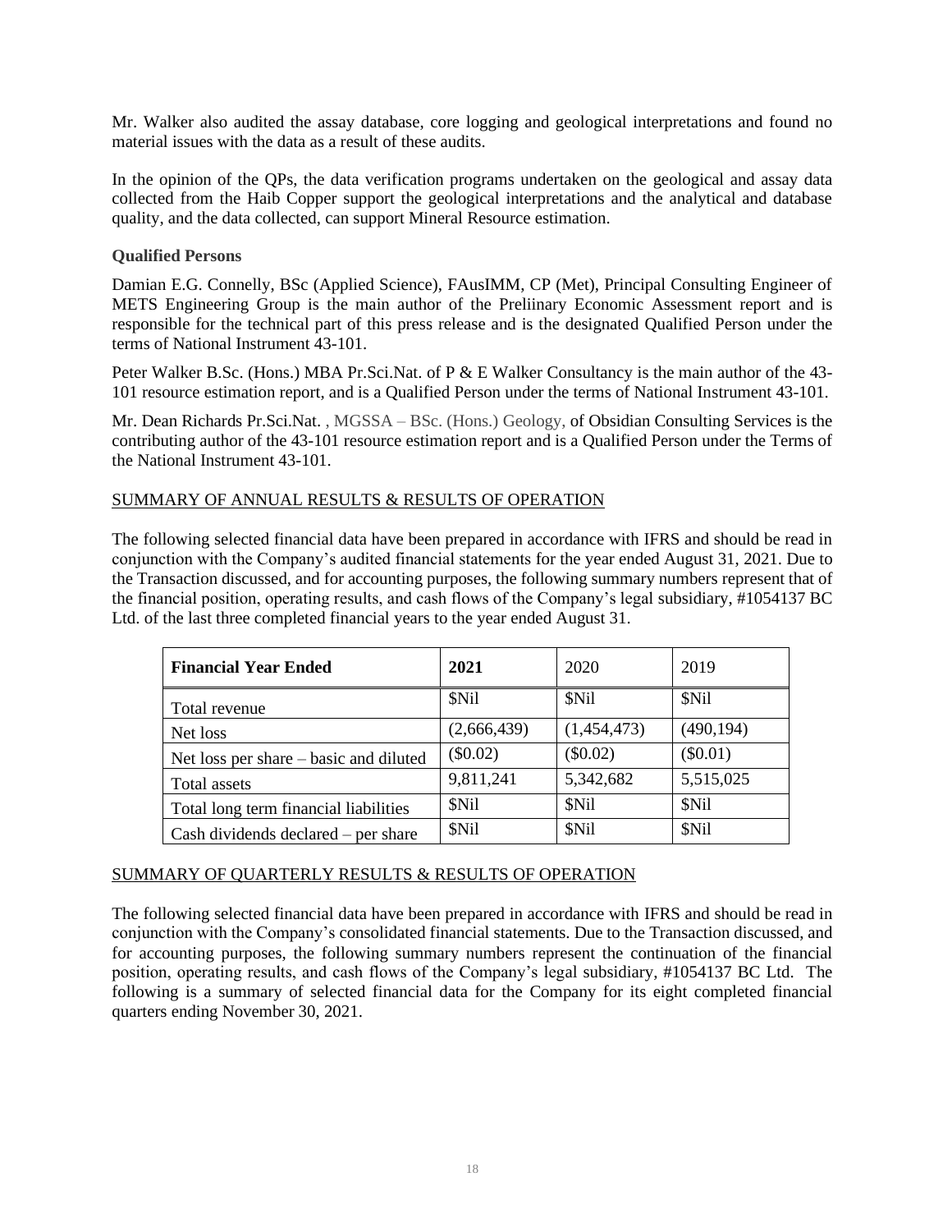Mr. Walker also audited the assay database, core logging and geological interpretations and found no material issues with the data as a result of these audits.

In the opinion of the QPs, the data verification programs undertaken on the geological and assay data collected from the Haib Copper support the geological interpretations and the analytical and database quality, and the data collected, can support Mineral Resource estimation.

**Qualified Persons**

Damian E.G. Connelly, BSc (Applied Science), FAusIMM, CP (Met), Principal Consulting Engineer of METS Engineering Group is the main author of the Preliinary Economic Assessment report and is responsible for the technical part of this press release and is the designated Qualified Person under the terms of National Instrument 43-101.

Peter Walker B.Sc. (Hons.) MBA Pr.Sci.Nat. of P & E Walker Consultancy is the main author of the 43-101 resource estimation report, and is a Qualified Person under the terms of National Instrument 43-101.

Mr. Dean Richards Pr.Sci.Nat. , MGSSA – BSc. (Hons.) Geology, of Obsidian Consulting Services is the contributing author of the 43-101 resource estimation report and is a Qualified Person under the Terms of the National Instrument 43-101.

SUMMARY OF ANNUAL RESULTS & RESULTS OF OPERATION

The following selected financial data have been prepared in accordance with IFRS and should be read in conjunction with the Company's audited financial statements for the year ended August 31, 2021. Due to the Transaction discussed, and for accounting purposes, the following summary numbers represent that of the financial position, operating results, and cash flows of the Company's legal subsidiary, #1054137 BC Ltd. of the last three completed financial years to the year ended August 31.

| **Financial Year Ended** | **2021** | 2020 | 2019 |
|---|---|---|---|
| Total revenue | $Nil | $Nil | $Nil |
| Net loss | (2,666,439) | (1,454,473) | (490,194) |
| Net loss per share – basic and diluted | ($0.02) | ($0.02) | ($0.01) |
| Total assets | 9,811,241 | 5,342,682 | 5,515,025 |
| Total long term financial liabilities | $Nil | $Nil | $Nil |
| Cash dividends declared – per share | $Nil | $Nil | $Nil |

SUMMARY OF QUARTERLY RESULTS & RESULTS OF OPERATION

The following selected financial data have been prepared in accordance with IFRS and should be read in conjunction with the Company's consolidated financial statements. Due to the Transaction discussed, and for accounting purposes, the following summary numbers represent the continuation of the financial position, operating results, and cash flows of the Company's legal subsidiary, #1054137 BC Ltd. The following is a summary of selected financial data for the Company for its eight completed financial quarters ending November 30, 2021.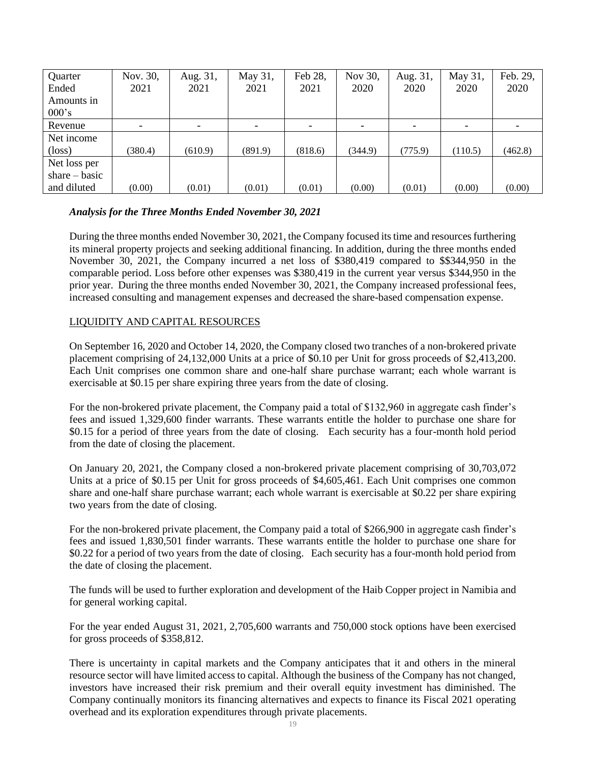| Quarter Ended Amounts in 000's | Nov. 30, 2021 | Aug. 31, 2021 | May 31, 2021 | Feb 28, 2021 | Nov 30, 2020 | Aug. 31, 2020 | May 31, 2020 | Feb. 29, 2020 |
|---|---|---|---|---|---|---|---|---|
| Revenue | - | - | - | - | - | - | - | - |
| Net income (loss) | (380.4) | (610.9) | (891.9) | (818.6) | (344.9) | (775.9) | (110.5) | (462.8) |
| Net loss per share – basic and diluted | (0.00) | (0.01) | (0.01) | (0.01) | (0.00) | (0.01) | (0.00) | (0.00) |

***Analysis for the Three Months Ended November 30, 2021***

During the three months ended November 30, 2021, the Company focused its time and resources furthering its mineral property projects and seeking additional financing. In addition, during the three months ended November 30, 2021, the Company incurred a net loss of $380,419 compared to $$344,950 in the comparable period. Loss before other expenses was $380,419 in the current year versus $344,950 in the prior year. During the three months ended November 30, 2021, the Company increased professional fees, increased consulting and management expenses and decreased the share-based compensation expense.

## LIQUIDITY AND CAPITAL RESOURCES

On September 16, 2020 and October 14, 2020, the Company closed two tranches of a non-brokered private placement comprising of 24,132,000 Units at a price of $0.10 per Unit for gross proceeds of $2,413,200. Each Unit comprises one common share and one-half share purchase warrant; each whole warrant is exercisable at $0.15 per share expiring three years from the date of closing.

For the non-brokered private placement, the Company paid a total of $132,960 in aggregate cash finder's fees and issued 1,329,600 finder warrants. These warrants entitle the holder to purchase one share for $0.15 for a period of three years from the date of closing. Each security has a four-month hold period from the date of closing the placement.

On January 20, 2021, the Company closed a non-brokered private placement comprising of 30,703,072 Units at a price of $0.15 per Unit for gross proceeds of $4,605,461. Each Unit comprises one common share and one-half share purchase warrant; each whole warrant is exercisable at $0.22 per share expiring two years from the date of closing.

For the non-brokered private placement, the Company paid a total of $266,900 in aggregate cash finder's fees and issued 1,830,501 finder warrants. These warrants entitle the holder to purchase one share for $0.22 for a period of two years from the date of closing. Each security has a four-month hold period from the date of closing the placement.

The funds will be used to further exploration and development of the Haib Copper project in Namibia and for general working capital.

For the year ended August 31, 2021, 2,705,600 warrants and 750,000 stock options have been exercised for gross proceeds of $358,812.

There is uncertainty in capital markets and the Company anticipates that it and others in the mineral resource sector will have limited access to capital. Although the business of the Company has not changed, investors have increased their risk premium and their overall equity investment has diminished. The Company continually monitors its financing alternatives and expects to finance its Fiscal 2021 operating overhead and its exploration expenditures through private placements.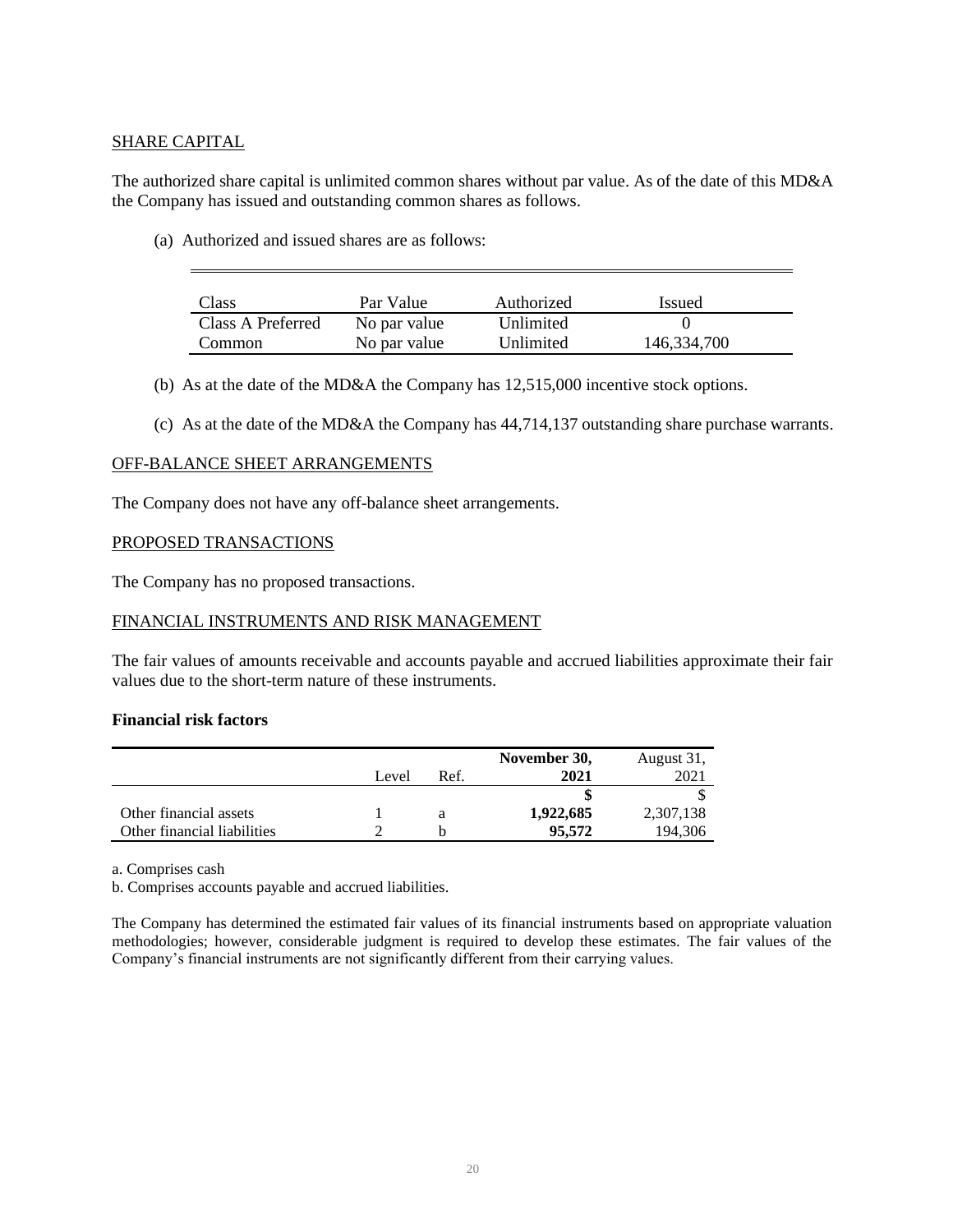## SHARE CAPITAL

The authorized share capital is unlimited common shares without par value. As of the date of this MD&A the Company has issued and outstanding common shares as follows.

(a) Authorized and issued shares are as follows:

| Class | Par Value | Authorized | Issued |
|---|---|---|---|
| Class A Preferred | No par value | Unlimited | 0 |
| Common | No par value | Unlimited | 146,334,700 |

(b) As at the date of the MD&A the Company has 12,515,000 incentive stock options.

(c) As at the date of the MD&A the Company has 44,714,137 outstanding share purchase warrants.

## OFF-BALANCE SHEET ARRANGEMENTS

The Company does not have any off-balance sheet arrangements.

## PROPOSED TRANSACTIONS

The Company has no proposed transactions.

## FINANCIAL INSTRUMENTS AND RISK MANAGEMENT

The fair values of amounts receivable and accounts payable and accrued liabilities approximate their fair values due to the short-term nature of these instruments.

### Financial risk factors

| | Level | Ref. | **November 30, 2021** | August 31, 2021 |
|---|---|---|---|---|
| | | | **$** | $ |
| Other financial assets | 1 | a | **1,922,685** | 2,307,138 |
| Other financial liabilities | 2 | b | **95,572** | 194,306 |

a. Comprises cash

b. Comprises accounts payable and accrued liabilities.

The Company has determined the estimated fair values of its financial instruments based on appropriate valuation methodologies; however, considerable judgment is required to develop these estimates. The fair values of the Company's financial instruments are not significantly different from their carrying values.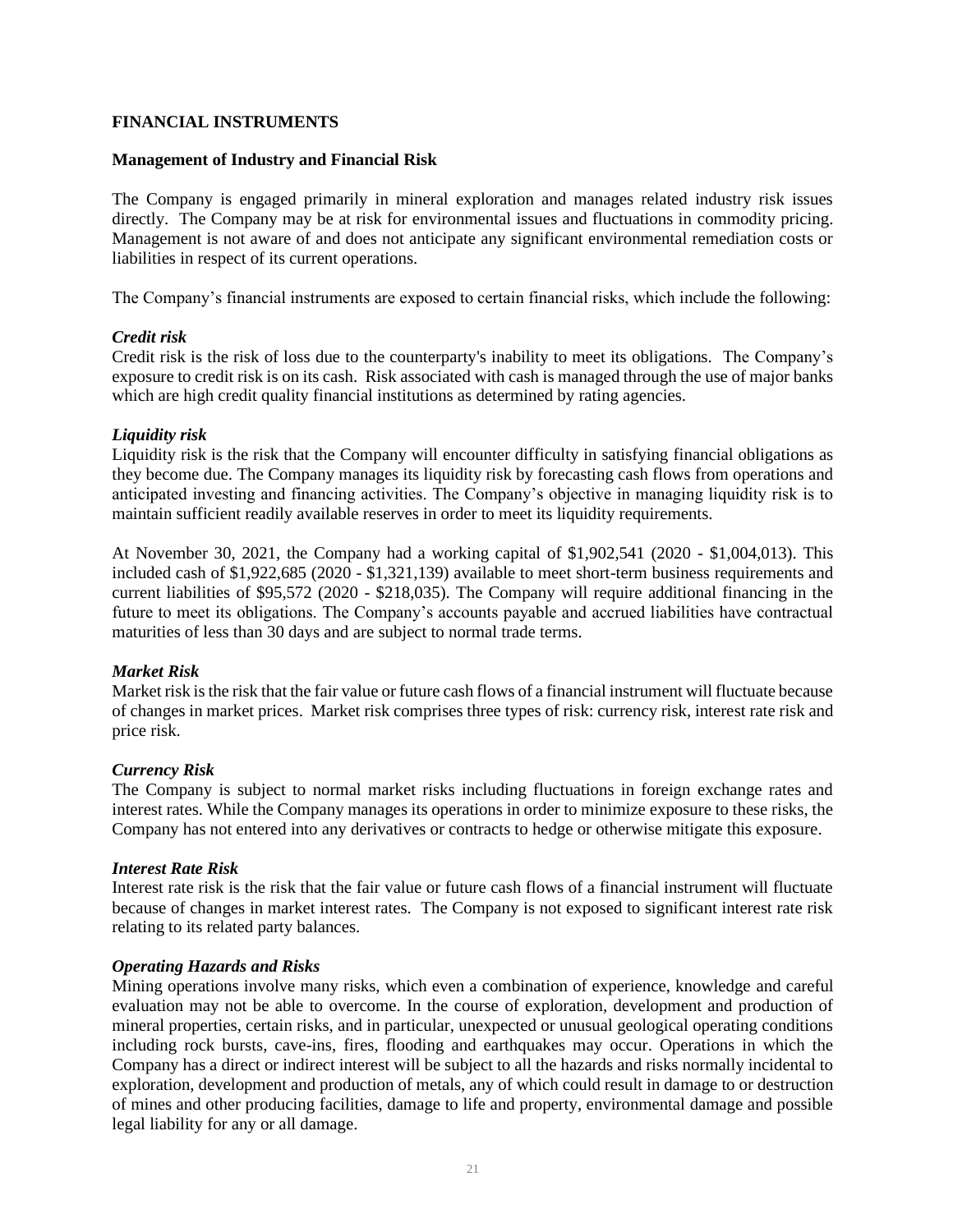## FINANCIAL INSTRUMENTS

### Management of Industry and Financial Risk

The Company is engaged primarily in mineral exploration and manages related industry risk issues directly. The Company may be at risk for environmental issues and fluctuations in commodity pricing. Management is not aware of and does not anticipate any significant environmental remediation costs or liabilities in respect of its current operations.

The Company's financial instruments are exposed to certain financial risks, which include the following:

***Credit risk***

Credit risk is the risk of loss due to the counterparty's inability to meet its obligations. The Company's exposure to credit risk is on its cash. Risk associated with cash is managed through the use of major banks which are high credit quality financial institutions as determined by rating agencies.

***Liquidity risk***

Liquidity risk is the risk that the Company will encounter difficulty in satisfying financial obligations as they become due. The Company manages its liquidity risk by forecasting cash flows from operations and anticipated investing and financing activities. The Company's objective in managing liquidity risk is to maintain sufficient readily available reserves in order to meet its liquidity requirements.

At November 30, 2021, the Company had a working capital of $1,902,541 (2020 - $1,004,013). This included cash of $1,922,685 (2020 - $1,321,139) available to meet short-term business requirements and current liabilities of $95,572 (2020 - $218,035). The Company will require additional financing in the future to meet its obligations. The Company's accounts payable and accrued liabilities have contractual maturities of less than 30 days and are subject to normal trade terms.

***Market Risk***

Market risk is the risk that the fair value or future cash flows of a financial instrument will fluctuate because of changes in market prices. Market risk comprises three types of risk: currency risk, interest rate risk and price risk.

***Currency Risk***

The Company is subject to normal market risks including fluctuations in foreign exchange rates and interest rates. While the Company manages its operations in order to minimize exposure to these risks, the Company has not entered into any derivatives or contracts to hedge or otherwise mitigate this exposure.

***Interest Rate Risk***

Interest rate risk is the risk that the fair value or future cash flows of a financial instrument will fluctuate because of changes in market interest rates. The Company is not exposed to significant interest rate risk relating to its related party balances.

***Operating Hazards and Risks***

Mining operations involve many risks, which even a combination of experience, knowledge and careful evaluation may not be able to overcome. In the course of exploration, development and production of mineral properties, certain risks, and in particular, unexpected or unusual geological operating conditions including rock bursts, cave-ins, fires, flooding and earthquakes may occur. Operations in which the Company has a direct or indirect interest will be subject to all the hazards and risks normally incidental to exploration, development and production of metals, any of which could result in damage to or destruction of mines and other producing facilities, damage to life and property, environmental damage and possible legal liability for any or all damage.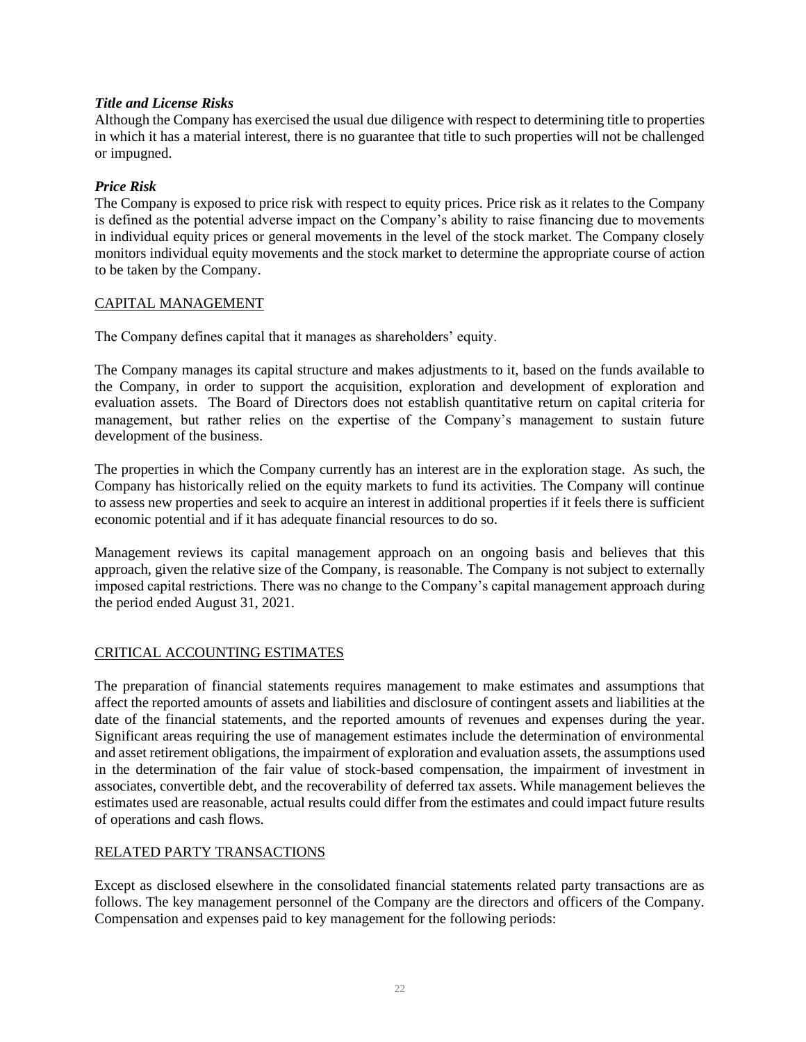### *Title and License Risks*

Although the Company has exercised the usual due diligence with respect to determining title to properties in which it has a material interest, there is no guarantee that title to such properties will not be challenged or impugned.

### *Price Risk*

The Company is exposed to price risk with respect to equity prices. Price risk as it relates to the Company is defined as the potential adverse impact on the Company's ability to raise financing due to movements in individual equity prices or general movements in the level of the stock market. The Company closely monitors individual equity movements and the stock market to determine the appropriate course of action to be taken by the Company.

## CAPITAL MANAGEMENT

The Company defines capital that it manages as shareholders' equity.

The Company manages its capital structure and makes adjustments to it, based on the funds available to the Company, in order to support the acquisition, exploration and development of exploration and evaluation assets. The Board of Directors does not establish quantitative return on capital criteria for management, but rather relies on the expertise of the Company's management to sustain future development of the business.

The properties in which the Company currently has an interest are in the exploration stage. As such, the Company has historically relied on the equity markets to fund its activities. The Company will continue to assess new properties and seek to acquire an interest in additional properties if it feels there is sufficient economic potential and if it has adequate financial resources to do so.

Management reviews its capital management approach on an ongoing basis and believes that this approach, given the relative size of the Company, is reasonable. The Company is not subject to externally imposed capital restrictions. There was no change to the Company's capital management approach during the period ended August 31, 2021.

## CRITICAL ACCOUNTING ESTIMATES

The preparation of financial statements requires management to make estimates and assumptions that affect the reported amounts of assets and liabilities and disclosure of contingent assets and liabilities at the date of the financial statements, and the reported amounts of revenues and expenses during the year. Significant areas requiring the use of management estimates include the determination of environmental and asset retirement obligations, the impairment of exploration and evaluation assets, the assumptions used in the determination of the fair value of stock-based compensation, the impairment of investment in associates, convertible debt, and the recoverability of deferred tax assets. While management believes the estimates used are reasonable, actual results could differ from the estimates and could impact future results of operations and cash flows.

## RELATED PARTY TRANSACTIONS

Except as disclosed elsewhere in the consolidated financial statements related party transactions are as follows. The key management personnel of the Company are the directors and officers of the Company. Compensation and expenses paid to key management for the following periods: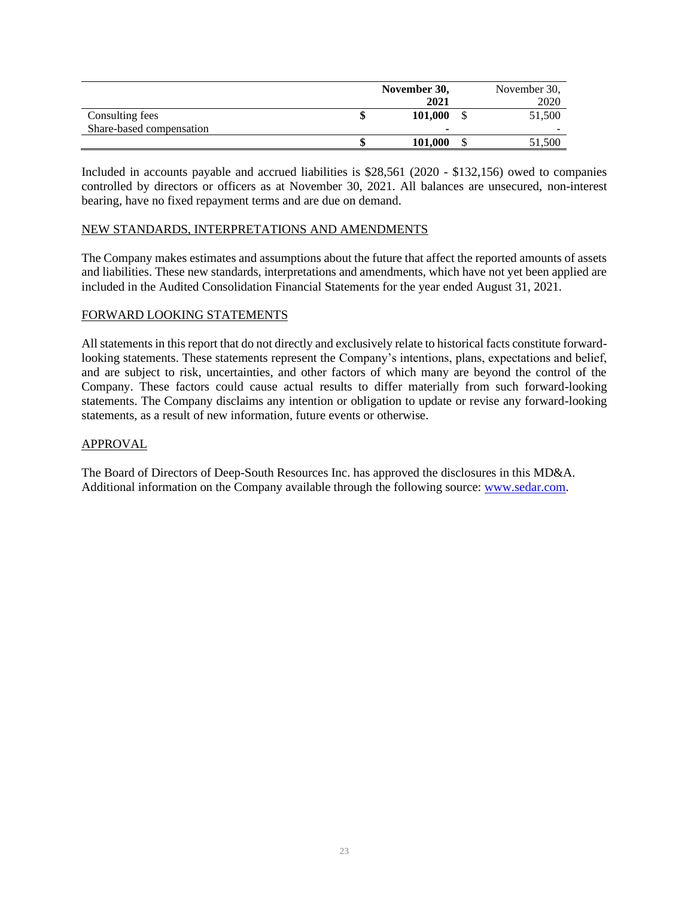| | | November 30, 2021 | | November 30, 2020 |
|---|---|---|---|---|
| Consulting fees | $ | **101,000** | $ | 51,500 |
| Share-based compensation | | **-** | | - |
| | **$** | **101,000** | $ | 51,500 |

Included in accounts payable and accrued liabilities is $28,561 (2020 - $132,156) owed to companies controlled by directors or officers as at November 30, 2021. All balances are unsecured, non-interest bearing, have no fixed repayment terms and are due on demand.

## NEW STANDARDS, INTERPRETATIONS AND AMENDMENTS

The Company makes estimates and assumptions about the future that affect the reported amounts of assets and liabilities. These new standards, interpretations and amendments, which have not yet been applied are included in the Audited Consolidation Financial Statements for the year ended August 31, 2021.

## FORWARD LOOKING STATEMENTS

All statements in this report that do not directly and exclusively relate to historical facts constitute forward-looking statements. These statements represent the Company's intentions, plans, expectations and belief, and are subject to risk, uncertainties, and other factors of which many are beyond the control of the Company. These factors could cause actual results to differ materially from such forward-looking statements. The Company disclaims any intention or obligation to update or revise any forward-looking statements, as a result of new information, future events or otherwise.

## APPROVAL

The Board of Directors of Deep-South Resources Inc. has approved the disclosures in this MD&A. Additional information on the Company available through the following source: [www.sedar.com](http://www.sedar.com).